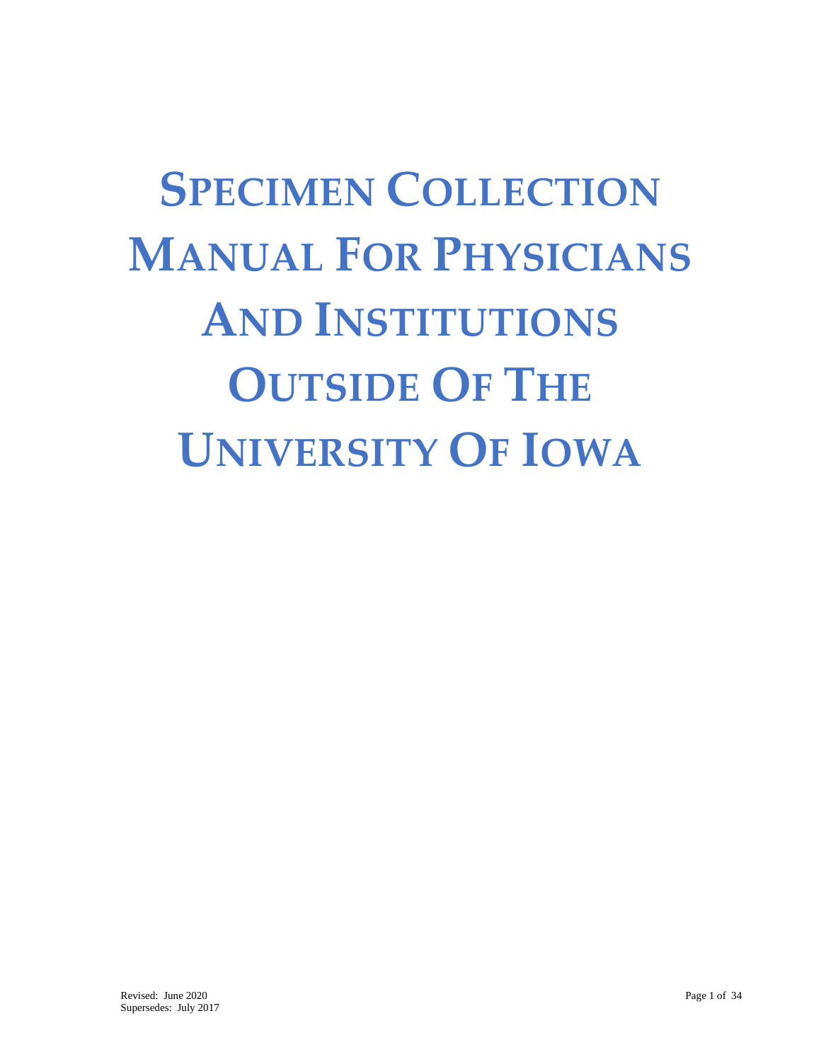# Specimen Collection Manual For Physicians And Institutions Outside Of The University Of Iowa

Revised: June 2020
Supersedes: July 2017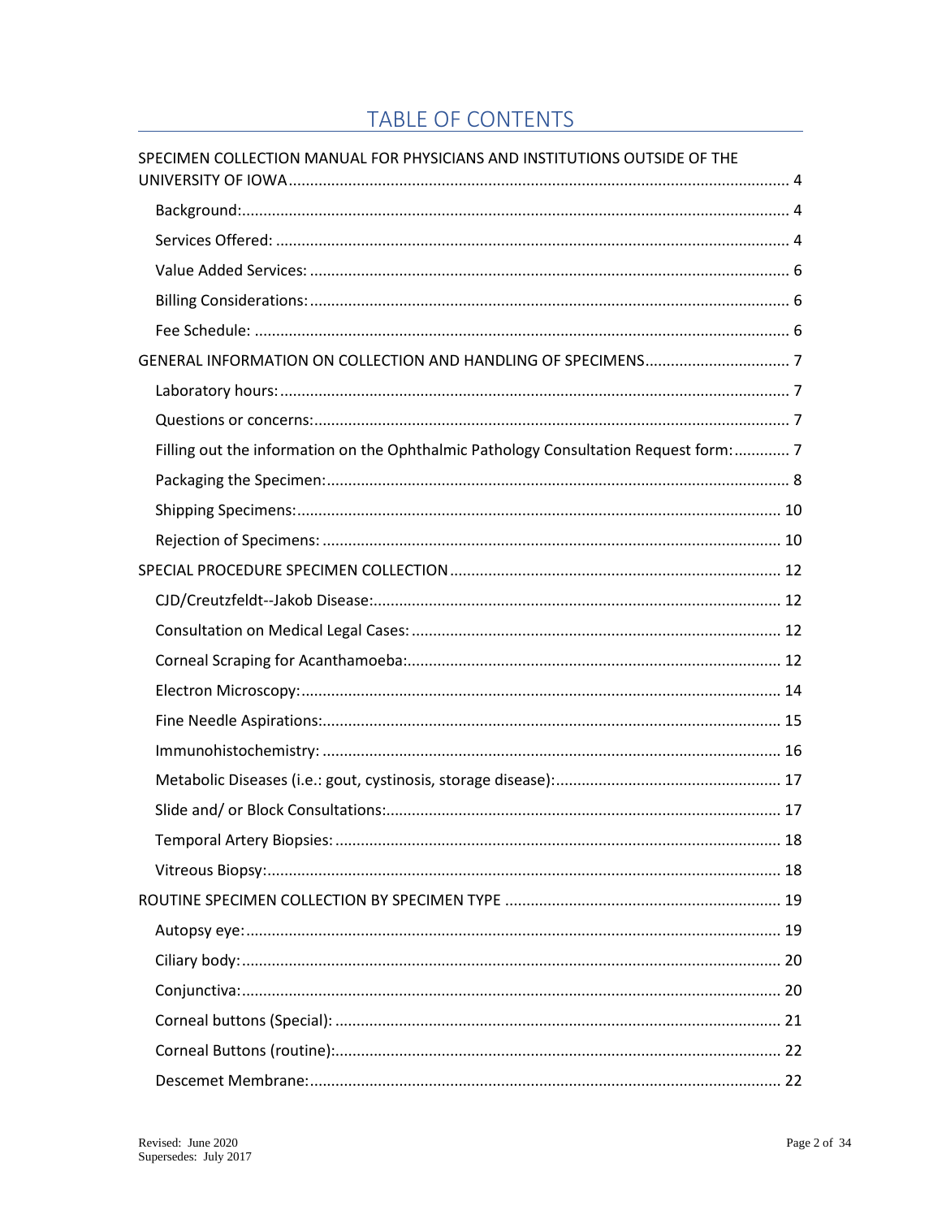# TABLE OF CONTENTS

SPECIMEN COLLECTION MANUAL FOR PHYSICIANS AND INSTITUTIONS OUTSIDE OF THE UNIVERSITY OF IOWA .......... 4

- Background: .......... 4
- Services Offered: .......... 4
- Value Added Services: .......... 6
- Billing Considerations: .......... 6
- Fee Schedule: .......... 6

GENERAL INFORMATION ON COLLECTION AND HANDLING OF SPECIMENS .......... 7

- Laboratory hours: .......... 7
- Questions or concerns: .......... 7
- Filling out the information on the Ophthalmic Pathology Consultation Request form: .......... 7
- Packaging the Specimen: .......... 8
- Shipping Specimens: .......... 10
- Rejection of Specimens: .......... 10

SPECIAL PROCEDURE SPECIMEN COLLECTION .......... 12

- CJD/Creutzfeldt--Jakob Disease: .......... 12
- Consultation on Medical Legal Cases: .......... 12
- Corneal Scraping for Acanthamoeba: .......... 12
- Electron Microscopy: .......... 14
- Fine Needle Aspirations: .......... 15
- Immunohistochemistry: .......... 16
- Metabolic Diseases (i.e.: gout, cystinosis, storage disease): .......... 17
- Slide and/ or Block Consultations: .......... 17
- Temporal Artery Biopsies: .......... 18
- Vitreous Biopsy: .......... 18

ROUTINE SPECIMEN COLLECTION BY SPECIMEN TYPE .......... 19

- Autopsy eye: .......... 19
- Ciliary body: .......... 20
- Conjunctiva: .......... 20
- Corneal buttons (Special): .......... 21
- Corneal Buttons (routine): .......... 22
- Descemet Membrane: .......... 22

Revised: June 2020
Supersedes: July 2017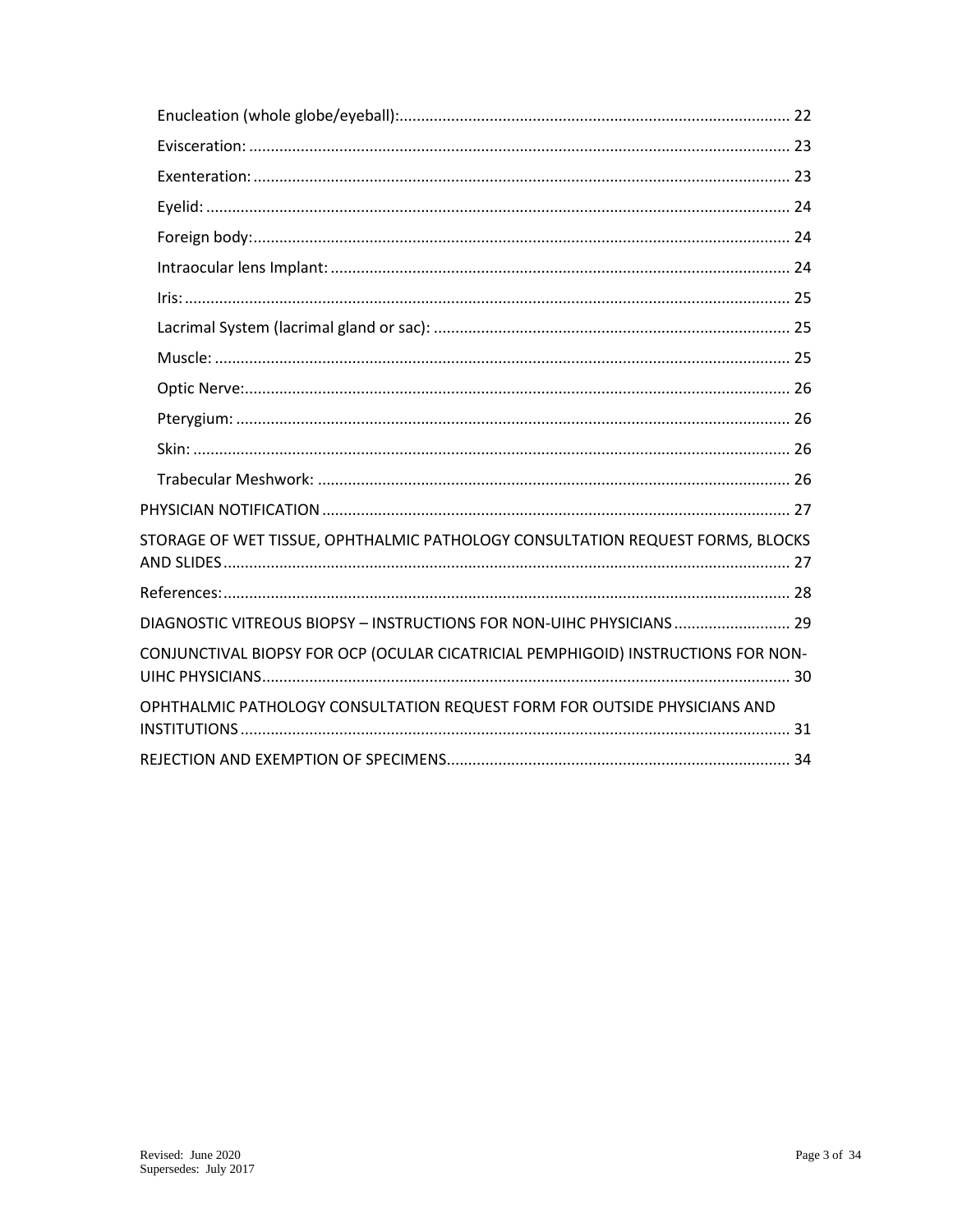- Enucleation (whole globe/eyeball): 22
- Evisceration: 23
- Exenteration: 23
- Eyelid: 24
- Foreign body: 24
- Intraocular lens Implant: 24
- Iris: 25
- Lacrimal System (lacrimal gland or sac): 25
- Muscle: 25
- Optic Nerve: 26
- Pterygium: 26
- Skin: 26
- Trabecular Meshwork: 26

PHYSICIAN NOTIFICATION 27

STORAGE OF WET TISSUE, OPHTHALMIC PATHOLOGY CONSULTATION REQUEST FORMS, BLOCKS AND SLIDES 27

References: 28

DIAGNOSTIC VITREOUS BIOPSY – INSTRUCTIONS FOR NON-UIHC PHYSICIANS 29

CONJUNCTIVAL BIOPSY FOR OCP (OCULAR CICATRICIAL PEMPHIGOID) INSTRUCTIONS FOR NON-UIHC PHYSICIANS 30

OPHTHALMIC PATHOLOGY CONSULTATION REQUEST FORM FOR OUTSIDE PHYSICIANS AND INSTITUTIONS 31

REJECTION AND EXEMPTION OF SPECIMENS 34

Revised: June 2020
Supersedes: July 2017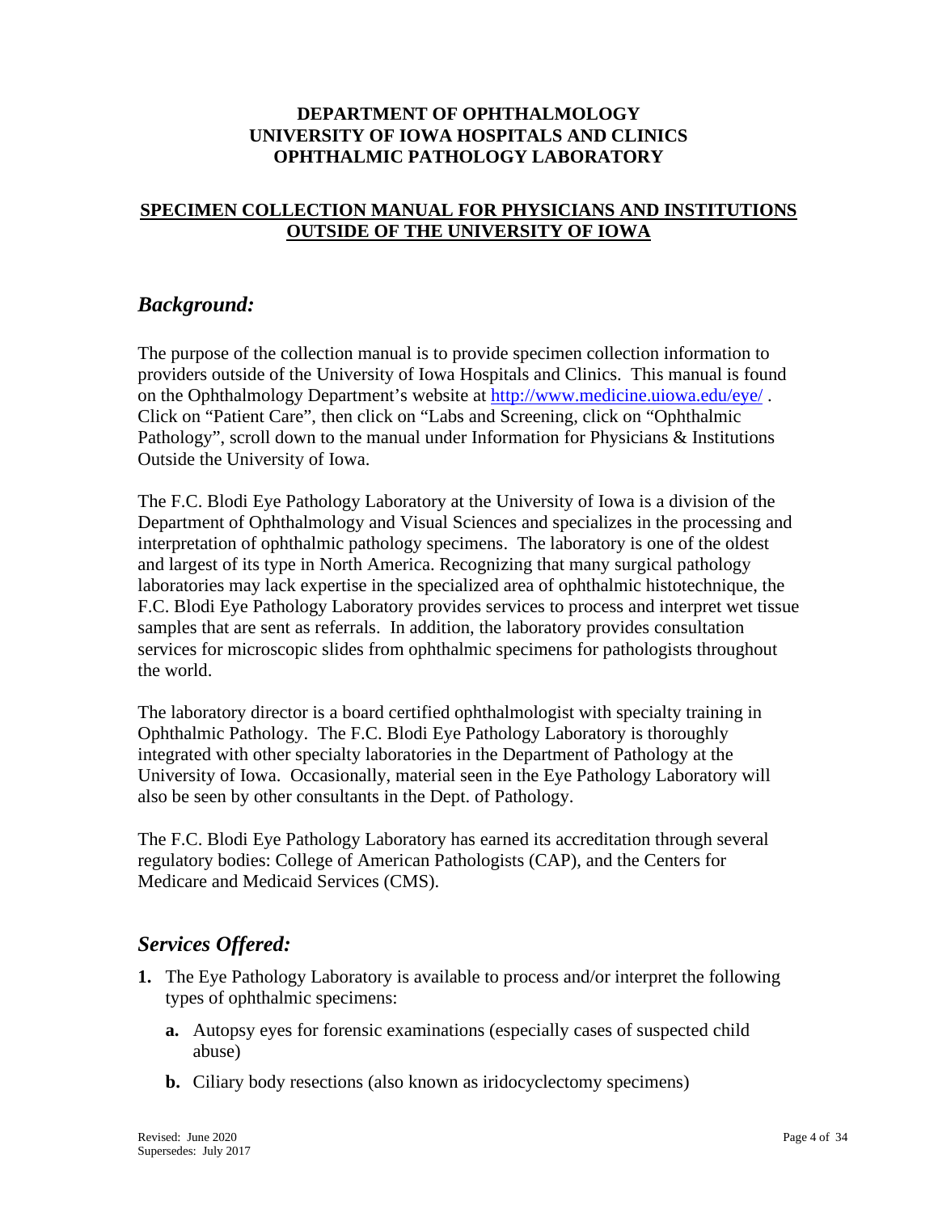**DEPARTMENT OF OPHTHALMOLOGY**
**UNIVERSITY OF IOWA HOSPITALS AND CLINICS**
**OPHTHALMIC PATHOLOGY LABORATORY**

**SPECIMEN COLLECTION MANUAL FOR PHYSICIANS AND INSTITUTIONS OUTSIDE OF THE UNIVERSITY OF IOWA**

## *Background:*

The purpose of the collection manual is to provide specimen collection information to providers outside of the University of Iowa Hospitals and Clinics. This manual is found on the Ophthalmology Department's website at http://www.medicine.uiowa.edu/eye/ . Click on "Patient Care", then click on "Labs and Screening, click on "Ophthalmic Pathology", scroll down to the manual under Information for Physicians & Institutions Outside the University of Iowa.

The F.C. Blodi Eye Pathology Laboratory at the University of Iowa is a division of the Department of Ophthalmology and Visual Sciences and specializes in the processing and interpretation of ophthalmic pathology specimens. The laboratory is one of the oldest and largest of its type in North America. Recognizing that many surgical pathology laboratories may lack expertise in the specialized area of ophthalmic histotechnique, the F.C. Blodi Eye Pathology Laboratory provides services to process and interpret wet tissue samples that are sent as referrals. In addition, the laboratory provides consultation services for microscopic slides from ophthalmic specimens for pathologists throughout the world.

The laboratory director is a board certified ophthalmologist with specialty training in Ophthalmic Pathology. The F.C. Blodi Eye Pathology Laboratory is thoroughly integrated with other specialty laboratories in the Department of Pathology at the University of Iowa. Occasionally, material seen in the Eye Pathology Laboratory will also be seen by other consultants in the Dept. of Pathology.

The F.C. Blodi Eye Pathology Laboratory has earned its accreditation through several regulatory bodies: College of American Pathologists (CAP), and the Centers for Medicare and Medicaid Services (CMS).

## *Services Offered:*

1. The Eye Pathology Laboratory is available to process and/or interpret the following types of ophthalmic specimens:
   - **a.** Autopsy eyes for forensic examinations (especially cases of suspected child abuse)
   - **b.** Ciliary body resections (also known as iridocyclectomy specimens)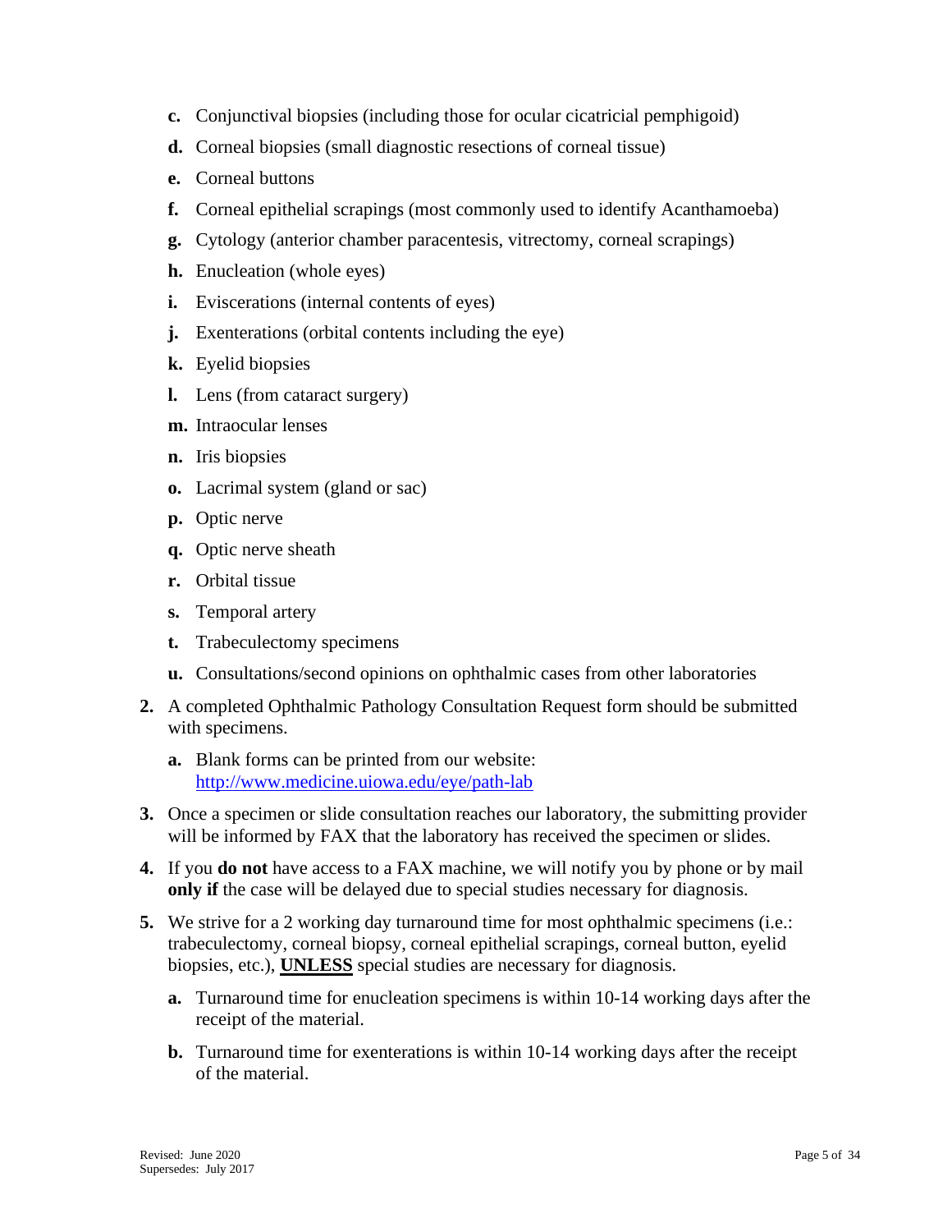c. Conjunctival biopsies (including those for ocular cicatricial pemphigoid)

d. Corneal biopsies (small diagnostic resections of corneal tissue)

e. Corneal buttons

f. Corneal epithelial scrapings (most commonly used to identify Acanthamoeba)

g. Cytology (anterior chamber paracentesis, vitrectomy, corneal scrapings)

h. Enucleation (whole eyes)

i. Eviscerations (internal contents of eyes)

j. Exenterations (orbital contents including the eye)

k. Eyelid biopsies

l. Lens (from cataract surgery)

m. Intraocular lenses

n. Iris biopsies

o. Lacrimal system (gland or sac)

p. Optic nerve

q. Optic nerve sheath

r. Orbital tissue

s. Temporal artery

t. Trabeculectomy specimens

u. Consultations/second opinions on ophthalmic cases from other laboratories

2. A completed Ophthalmic Pathology Consultation Request form should be submitted with specimens.

   a. Blank forms can be printed from our website: [http://www.medicine.uiowa.edu/eye/path-lab](http://www.medicine.uiowa.edu/eye/path-lab)

3. Once a specimen or slide consultation reaches our laboratory, the submitting provider will be informed by FAX that the laboratory has received the specimen or slides.

4. If you **do not** have access to a FAX machine, we will notify you by phone or by mail **only if** the case will be delayed due to special studies necessary for diagnosis.

5. We strive for a 2 working day turnaround time for most ophthalmic specimens (i.e.: trabeculectomy, corneal biopsy, corneal epithelial scrapings, corneal button, eyelid biopsies, etc.), **UNLESS** special studies are necessary for diagnosis.

   a. Turnaround time for enucleation specimens is within 10-14 working days after the receipt of the material.

   b. Turnaround time for exenterations is within 10-14 working days after the receipt of the material.

Revised: June 2020
Supersedes: July 2017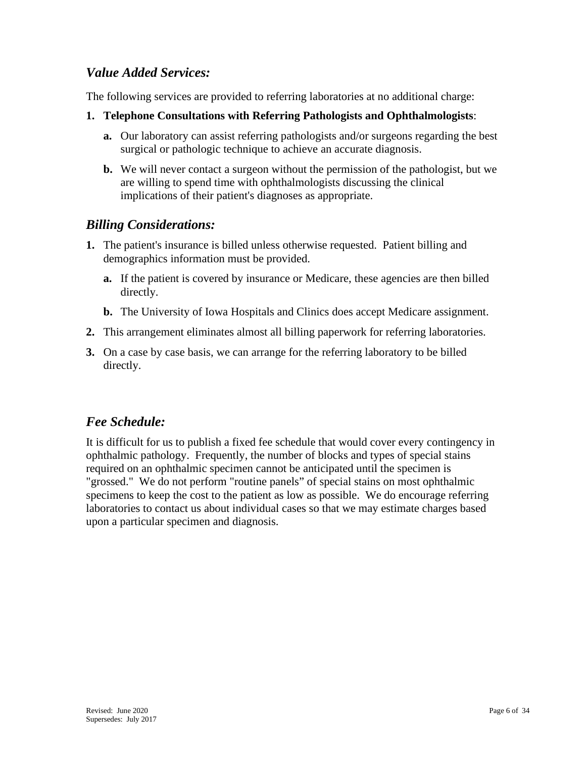## *Value Added Services:*

The following services are provided to referring laboratories at no additional charge:

1. **Telephone Consultations with Referring Pathologists and Ophthalmologists**:
   - **a.** Our laboratory can assist referring pathologists and/or surgeons regarding the best surgical or pathologic technique to achieve an accurate diagnosis.
   - **b.** We will never contact a surgeon without the permission of the pathologist, but we are willing to spend time with ophthalmologists discussing the clinical implications of their patient's diagnoses as appropriate.

## *Billing Considerations:*

1. The patient's insurance is billed unless otherwise requested. Patient billing and demographics information must be provided.
   - **a.** If the patient is covered by insurance or Medicare, these agencies are then billed directly.
   - **b.** The University of Iowa Hospitals and Clinics does accept Medicare assignment.
2. This arrangement eliminates almost all billing paperwork for referring laboratories.
3. On a case by case basis, we can arrange for the referring laboratory to be billed directly.

## *Fee Schedule:*

It is difficult for us to publish a fixed fee schedule that would cover every contingency in ophthalmic pathology. Frequently, the number of blocks and types of special stains required on an ophthalmic specimen cannot be anticipated until the specimen is "grossed." We do not perform "routine panels" of special stains on most ophthalmic specimens to keep the cost to the patient as low as possible. We do encourage referring laboratories to contact us about individual cases so that we may estimate charges based upon a particular specimen and diagnosis.

Revised: June 2020
Supersedes: July 2017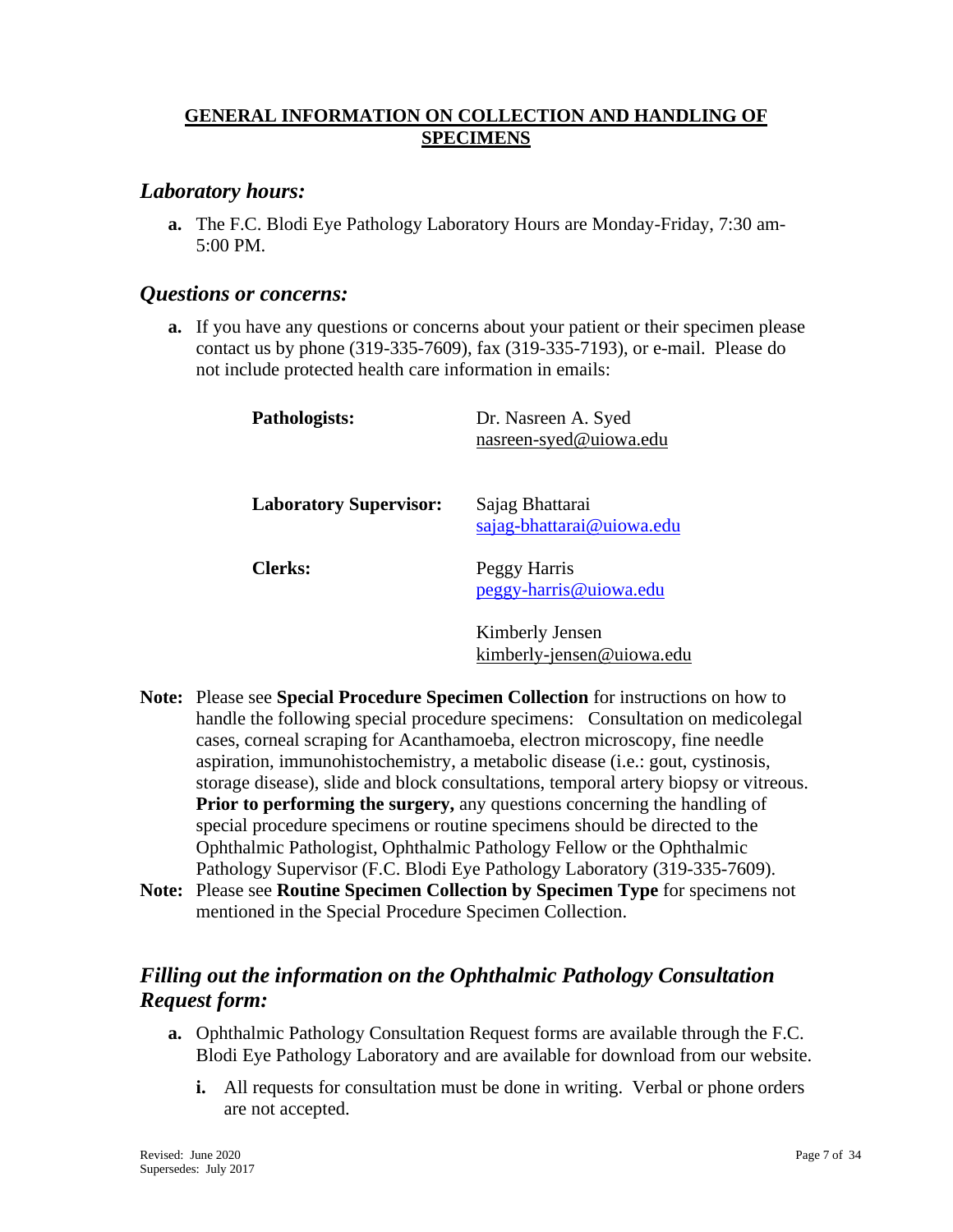## GENERAL INFORMATION ON COLLECTION AND HANDLING OF SPECIMENS

### *Laboratory hours:*

**a.** The F.C. Blodi Eye Pathology Laboratory Hours are Monday-Friday, 7:30 am-5:00 PM.

### *Questions or concerns:*

**a.** If you have any questions or concerns about your patient or their specimen please contact us by phone (319-335-7609), fax (319-335-7193), or e-mail. Please do not include protected health care information in emails:

| | |
|---|---|
| **Pathologists:** | Dr. Nasreen A. Syed<br>nasreen-syed@uiowa.edu |
| **Laboratory Supervisor:** | Sajag Bhattarai<br>sajag-bhattarai@uiowa.edu |
| **Clerks:** | Peggy Harris<br>peggy-harris@uiowa.edu |
| | Kimberly Jensen<br>kimberly-jensen@uiowa.edu |

**Note:** Please see **Special Procedure Specimen Collection** for instructions on how to handle the following special procedure specimens: Consultation on medicolegal cases, corneal scraping for Acanthamoeba, electron microscopy, fine needle aspiration, immunohistochemistry, a metabolic disease (i.e.: gout, cystinosis, storage disease), slide and block consultations, temporal artery biopsy or vitreous. **Prior to performing the surgery,** any questions concerning the handling of special procedure specimens or routine specimens should be directed to the Ophthalmic Pathologist, Ophthalmic Pathology Fellow or the Ophthalmic Pathology Supervisor (F.C. Blodi Eye Pathology Laboratory (319-335-7609).

**Note:** Please see **Routine Specimen Collection by Specimen Type** for specimens not mentioned in the Special Procedure Specimen Collection.

### *Filling out the information on the Ophthalmic Pathology Consultation Request form:*

**a.** Ophthalmic Pathology Consultation Request forms are available through the F.C. Blodi Eye Pathology Laboratory and are available for download from our website.

**i.** All requests for consultation must be done in writing. Verbal or phone orders are not accepted.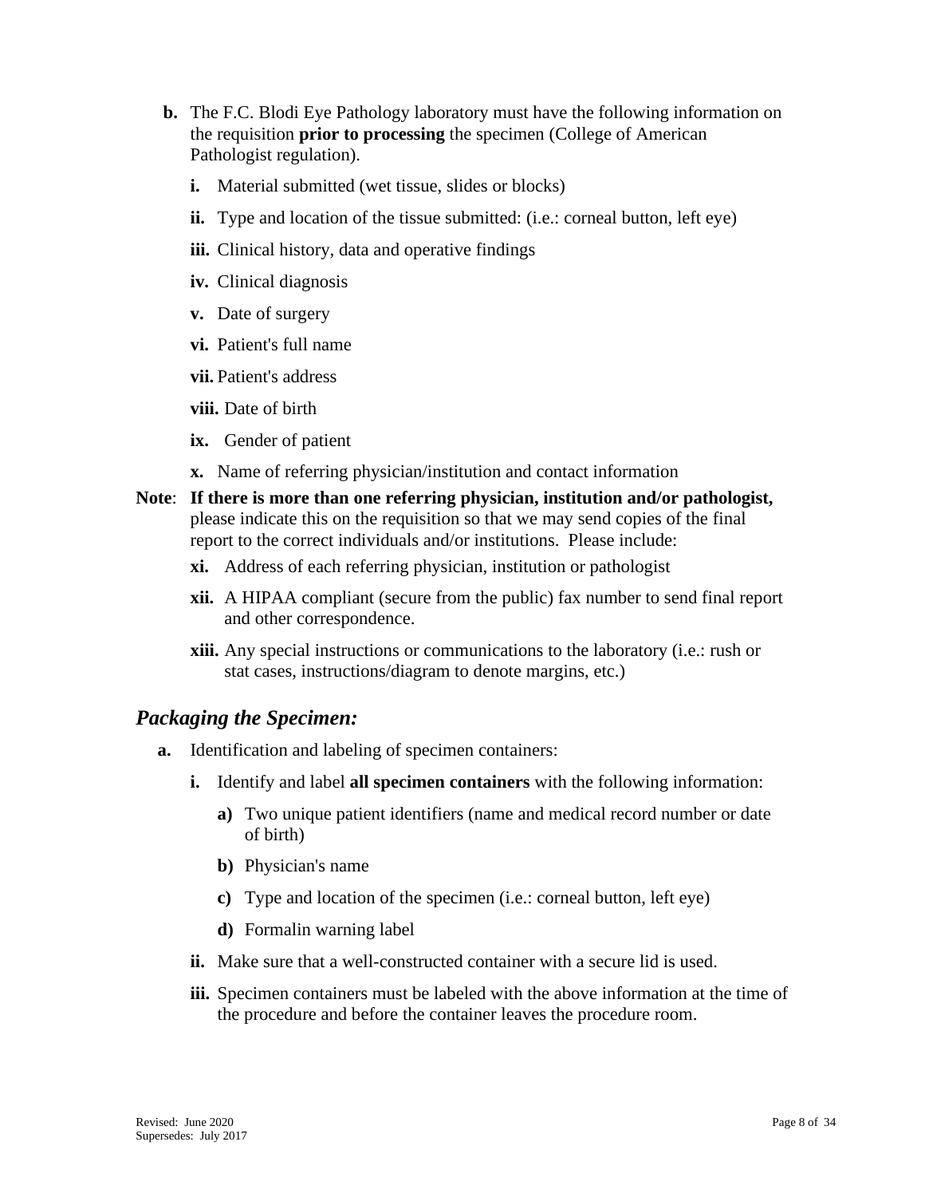**b.** The F.C. Blodi Eye Pathology laboratory must have the following information on the requisition **prior to processing** the specimen (College of American Pathologist regulation).

   **i.** Material submitted (wet tissue, slides or blocks)

   **ii.** Type and location of the tissue submitted: (i.e.: corneal button, left eye)

   **iii.** Clinical history, data and operative findings

   **iv.** Clinical diagnosis

   **v.** Date of surgery

   **vi.** Patient's full name

   **vii.** Patient's address

   **viii.** Date of birth

   **ix.** Gender of patient

   **x.** Name of referring physician/institution and contact information

**Note**: **If there is more than one referring physician, institution and/or pathologist,** please indicate this on the requisition so that we may send copies of the final report to the correct individuals and/or institutions. Please include:

   **xi.** Address of each referring physician, institution or pathologist

   **xii.** A HIPAA compliant (secure from the public) fax number to send final report and other correspondence.

   **xiii.** Any special instructions or communications to the laboratory (i.e.: rush or stat cases, instructions/diagram to denote margins, etc.)

## *Packaging the Specimen:*

**a.** Identification and labeling of specimen containers:

   **i.** Identify and label **all specimen containers** with the following information:

      **a)** Two unique patient identifiers (name and medical record number or date of birth)

      **b)** Physician's name

      **c)** Type and location of the specimen (i.e.: corneal button, left eye)

      **d)** Formalin warning label

   **ii.** Make sure that a well-constructed container with a secure lid is used.

   **iii.** Specimen containers must be labeled with the above information at the time of the procedure and before the container leaves the procedure room.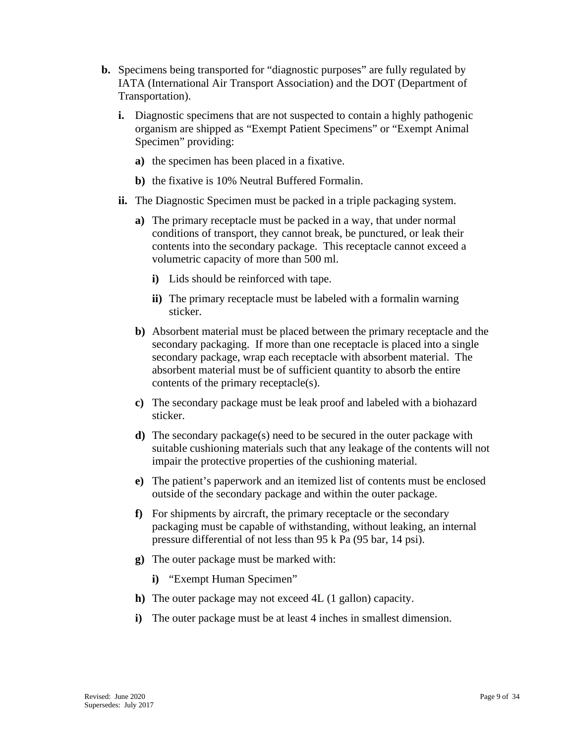**b.** Specimens being transported for "diagnostic purposes" are fully regulated by IATA (International Air Transport Association) and the DOT (Department of Transportation).

   **i.** Diagnostic specimens that are not suspected to contain a highly pathogenic organism are shipped as "Exempt Patient Specimens" or "Exempt Animal Specimen" providing:

      **a)** the specimen has been placed in a fixative.

      **b)** the fixative is 10% Neutral Buffered Formalin.

   **ii.** The Diagnostic Specimen must be packed in a triple packaging system.

      **a)** The primary receptacle must be packed in a way, that under normal conditions of transport, they cannot break, be punctured, or leak their contents into the secondary package. This receptacle cannot exceed a volumetric capacity of more than 500 ml.

         **i)** Lids should be reinforced with tape.

         **ii)** The primary receptacle must be labeled with a formalin warning sticker.

      **b)** Absorbent material must be placed between the primary receptacle and the secondary packaging. If more than one receptacle is placed into a single secondary package, wrap each receptacle with absorbent material. The absorbent material must be of sufficient quantity to absorb the entire contents of the primary receptacle(s).

      **c)** The secondary package must be leak proof and labeled with a biohazard sticker.

      **d)** The secondary package(s) need to be secured in the outer package with suitable cushioning materials such that any leakage of the contents will not impair the protective properties of the cushioning material.

      **e)** The patient's paperwork and an itemized list of contents must be enclosed outside of the secondary package and within the outer package.

      **f)** For shipments by aircraft, the primary receptacle or the secondary packaging must be capable of withstanding, without leaking, an internal pressure differential of not less than 95 k Pa (95 bar, 14 psi).

      **g)** The outer package must be marked with:

         **i)** "Exempt Human Specimen"

      **h)** The outer package may not exceed 4L (1 gallon) capacity.

      **i)** The outer package must be at least 4 inches in smallest dimension.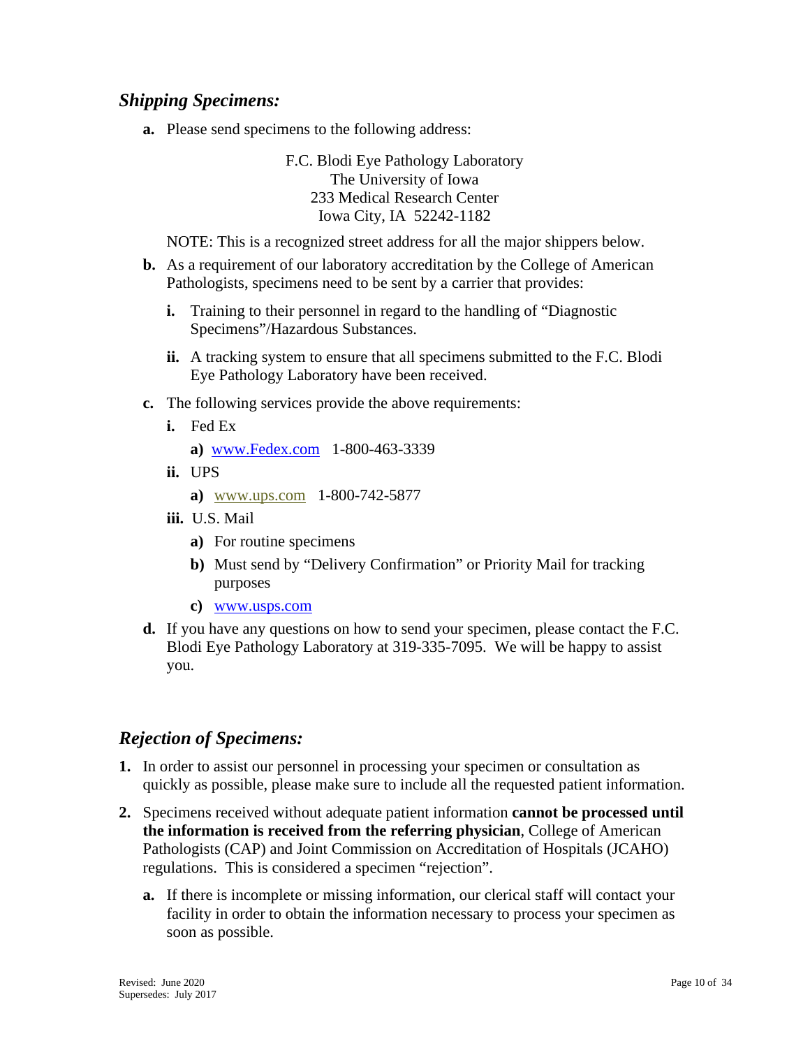## *Shipping Specimens:*

**a.** Please send specimens to the following address:

F.C. Blodi Eye Pathology Laboratory
The University of Iowa
233 Medical Research Center
Iowa City, IA 52242-1182

NOTE: This is a recognized street address for all the major shippers below.

**b.** As a requirement of our laboratory accreditation by the College of American Pathologists, specimens need to be sent by a carrier that provides:

**i.** Training to their personnel in regard to the handling of "Diagnostic Specimens"/Hazardous Substances.

**ii.** A tracking system to ensure that all specimens submitted to the F.C. Blodi Eye Pathology Laboratory have been received.

**c.** The following services provide the above requirements:

**i.** Fed Ex

**a)** www.Fedex.com 1-800-463-3339

**ii.** UPS

**a)** www.ups.com 1-800-742-5877

**iii.** U.S. Mail

**a)** For routine specimens

**b)** Must send by "Delivery Confirmation" or Priority Mail for tracking purposes

**c)** www.usps.com

**d.** If you have any questions on how to send your specimen, please contact the F.C. Blodi Eye Pathology Laboratory at 319-335-7095. We will be happy to assist you.

## *Rejection of Specimens:*

1. In order to assist our personnel in processing your specimen or consultation as quickly as possible, please make sure to include all the requested patient information.

2. Specimens received without adequate patient information **cannot be processed until the information is received from the referring physician**, College of American Pathologists (CAP) and Joint Commission on Accreditation of Hospitals (JCAHO) regulations. This is considered a specimen "rejection".

   **a.** If there is incomplete or missing information, our clerical staff will contact your facility in order to obtain the information necessary to process your specimen as soon as possible.

Revised: June 2020
Supersedes: July 2017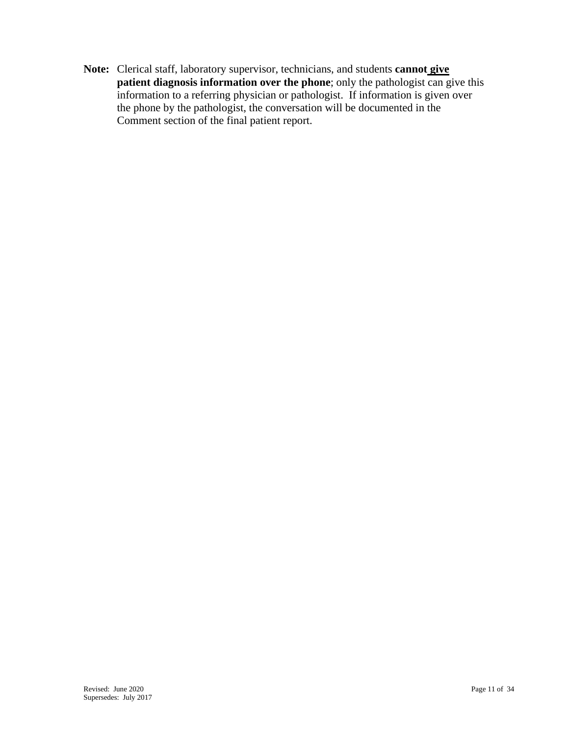**Note:** Clerical staff, laboratory supervisor, technicians, and students **cannot <u>give patient diagnosis information over the phone</u>**; only the pathologist can give this information to a referring physician or pathologist. If information is given over the phone by the pathologist, the conversation will be documented in the Comment section of the final patient report.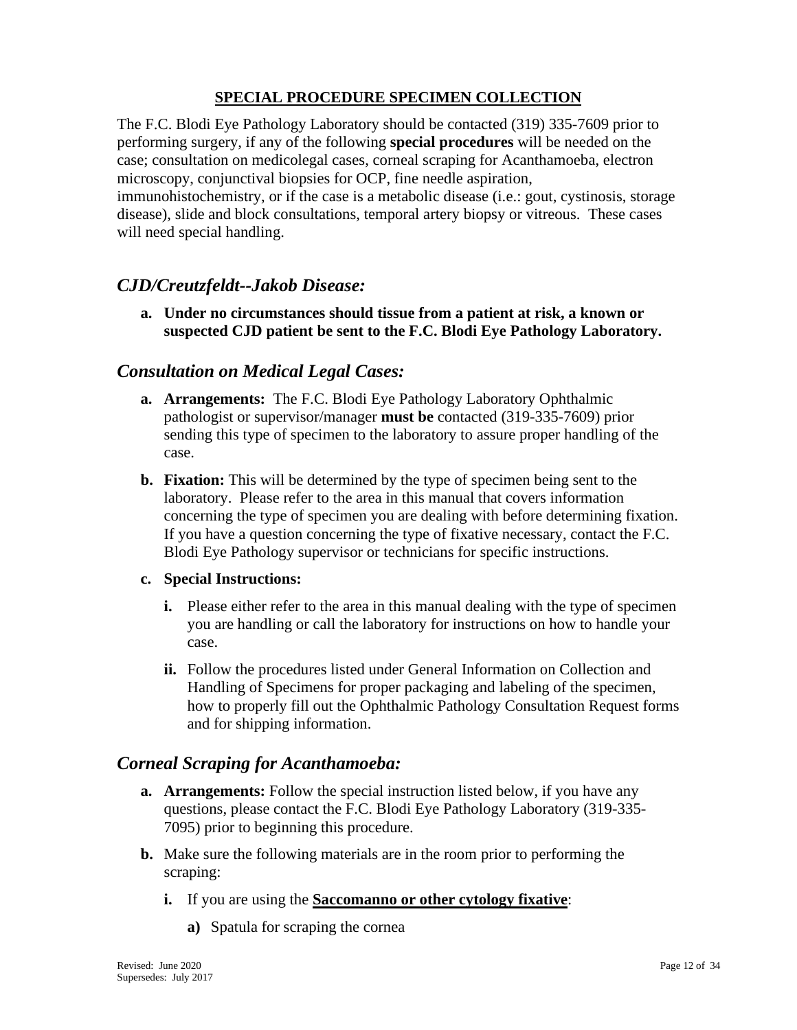## SPECIAL PROCEDURE SPECIMEN COLLECTION

The F.C. Blodi Eye Pathology Laboratory should be contacted (319) 335-7609 prior to performing surgery, if any of the following **special procedures** will be needed on the case; consultation on medicolegal cases, corneal scraping for Acanthamoeba, electron microscopy, conjunctival biopsies for OCP, fine needle aspiration, immunohistochemistry, or if the case is a metabolic disease (i.e.: gout, cystinosis, storage disease), slide and block consultations, temporal artery biopsy or vitreous. These cases will need special handling.

### *CJD/Creutzfeldt--Jakob Disease:*

a. **Under no circumstances should tissue from a patient at risk, a known or suspected CJD patient be sent to the F.C. Blodi Eye Pathology Laboratory.**

### *Consultation on Medical Legal Cases:*

a. **Arrangements:** The F.C. Blodi Eye Pathology Laboratory Ophthalmic pathologist or supervisor/manager **must be** contacted (319-335-7609) prior sending this type of specimen to the laboratory to assure proper handling of the case.

b. **Fixation:** This will be determined by the type of specimen being sent to the laboratory. Please refer to the area in this manual that covers information concerning the type of specimen you are dealing with before determining fixation. If you have a question concerning the type of fixative necessary, contact the F.C. Blodi Eye Pathology supervisor or technicians for specific instructions.

c. **Special Instructions:**

   i. Please either refer to the area in this manual dealing with the type of specimen you are handling or call the laboratory for instructions on how to handle your case.

   ii. Follow the procedures listed under General Information on Collection and Handling of Specimens for proper packaging and labeling of the specimen, how to properly fill out the Ophthalmic Pathology Consultation Request forms and for shipping information.

### *Corneal Scraping for Acanthamoeba:*

a. **Arrangements:** Follow the special instruction listed below, if you have any questions, please contact the F.C. Blodi Eye Pathology Laboratory (319-335-7095) prior to beginning this procedure.

b. Make sure the following materials are in the room prior to performing the scraping:

   i. If you are using the **Saccomanno or other cytology fixative**:

      a) Spatula for scraping the cornea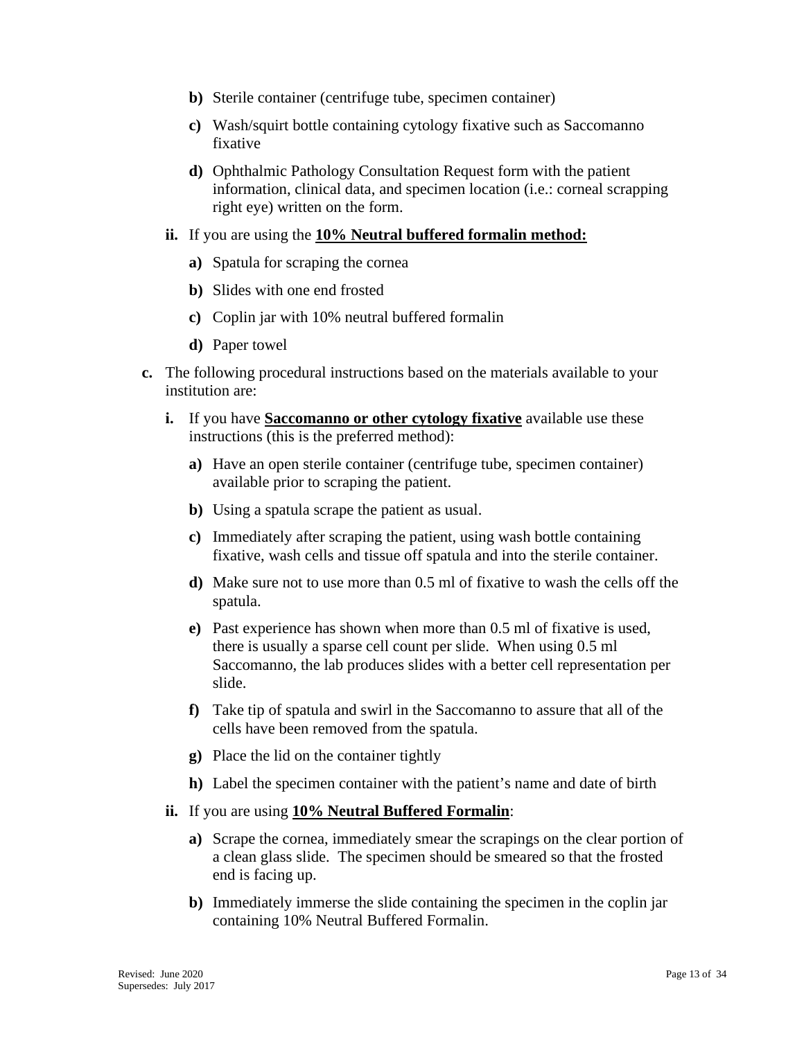**b)** Sterile container (centrifuge tube, specimen container)

**c)** Wash/squirt bottle containing cytology fixative such as Saccomanno fixative

**d)** Ophthalmic Pathology Consultation Request form with the patient information, clinical data, and specimen location (i.e.: corneal scrapping right eye) written on the form.

**ii.** If you are using the **<u>10% Neutral buffered formalin method:</u>**

**a)** Spatula for scraping the cornea

**b)** Slides with one end frosted

**c)** Coplin jar with 10% neutral buffered formalin

**d)** Paper towel

**c.** The following procedural instructions based on the materials available to your institution are:

**i.** If you have **<u>Saccomanno or other cytology fixative</u>** available use these instructions (this is the preferred method):

**a)** Have an open sterile container (centrifuge tube, specimen container) available prior to scraping the patient.

**b)** Using a spatula scrape the patient as usual.

**c)** Immediately after scraping the patient, using wash bottle containing fixative, wash cells and tissue off spatula and into the sterile container.

**d)** Make sure not to use more than 0.5 ml of fixative to wash the cells off the spatula.

**e)** Past experience has shown when more than 0.5 ml of fixative is used, there is usually a sparse cell count per slide. When using 0.5 ml Saccomanno, the lab produces slides with a better cell representation per slide.

**f)** Take tip of spatula and swirl in the Saccomanno to assure that all of the cells have been removed from the spatula.

**g)** Place the lid on the container tightly

**h)** Label the specimen container with the patient's name and date of birth

**ii.** If you are using **<u>10% Neutral Buffered Formalin</u>**:

**a)** Scrape the cornea, immediately smear the scrapings on the clear portion of a clean glass slide. The specimen should be smeared so that the frosted end is facing up.

**b)** Immediately immerse the slide containing the specimen in the coplin jar containing 10% Neutral Buffered Formalin.

Revised: June 2020
Supersedes: July 2017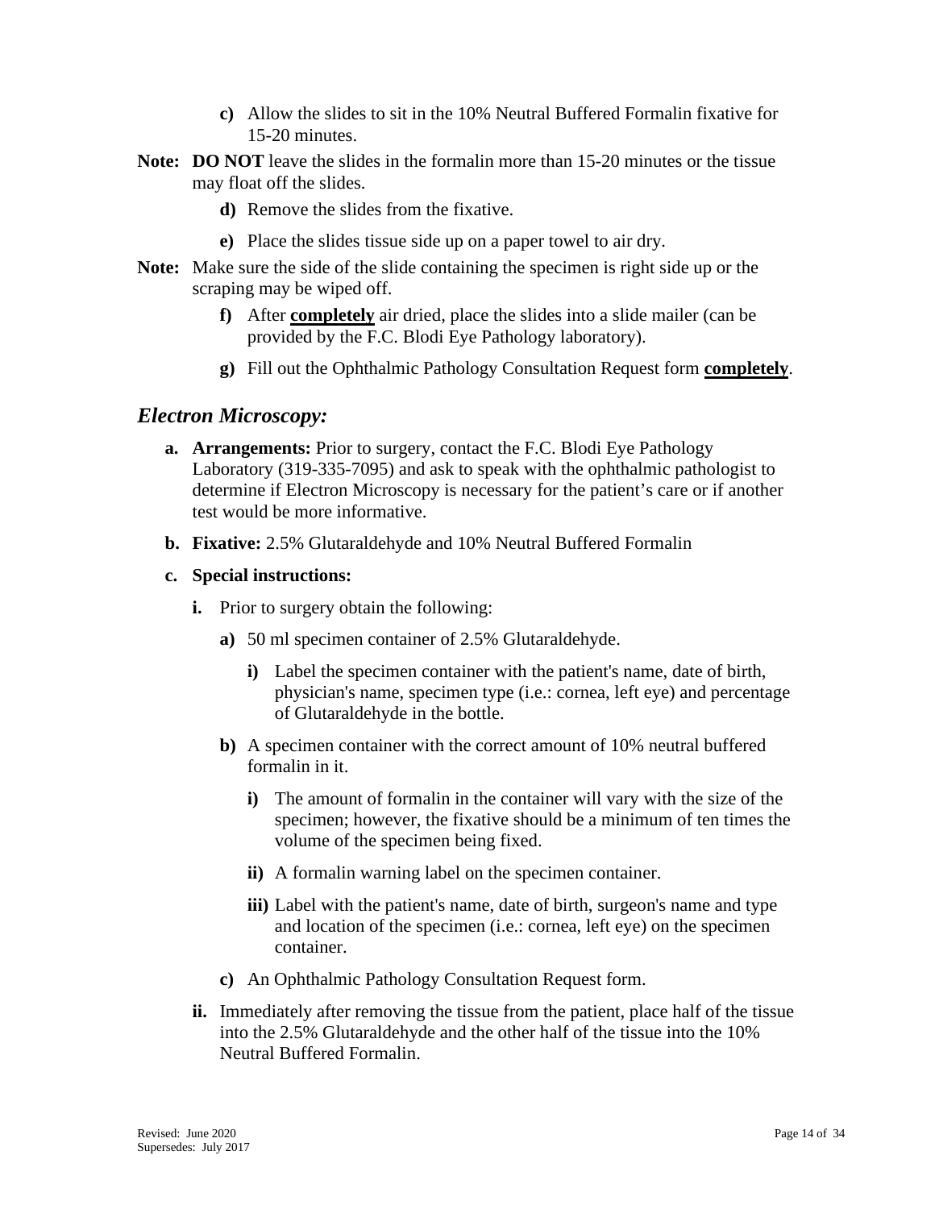c) Allow the slides to sit in the 10% Neutral Buffered Formalin fixative for 15-20 minutes.

**Note:** **DO NOT** leave the slides in the formalin more than 15-20 minutes or the tissue may float off the slides.

d) Remove the slides from the fixative.

e) Place the slides tissue side up on a paper towel to air dry.

**Note:** Make sure the side of the slide containing the specimen is right side up or the scraping may be wiped off.

f) After **completely** air dried, place the slides into a slide mailer (can be provided by the F.C. Blodi Eye Pathology laboratory).

g) Fill out the Ophthalmic Pathology Consultation Request form **completely**.

## *Electron Microscopy:*

**a. Arrangements:** Prior to surgery, contact the F.C. Blodi Eye Pathology Laboratory (319-335-7095) and ask to speak with the ophthalmic pathologist to determine if Electron Microscopy is necessary for the patient's care or if another test would be more informative.

**b. Fixative:** 2.5% Glutaraldehyde and 10% Neutral Buffered Formalin

**c. Special instructions:**

**i.** Prior to surgery obtain the following:

**a)** 50 ml specimen container of 2.5% Glutaraldehyde.

**i)** Label the specimen container with the patient's name, date of birth, physician's name, specimen type (i.e.: cornea, left eye) and percentage of Glutaraldehyde in the bottle.

**b)** A specimen container with the correct amount of 10% neutral buffered formalin in it.

**i)** The amount of formalin in the container will vary with the size of the specimen; however, the fixative should be a minimum of ten times the volume of the specimen being fixed.

**ii)** A formalin warning label on the specimen container.

**iii)** Label with the patient's name, date of birth, surgeon's name and type and location of the specimen (i.e.: cornea, left eye) on the specimen container.

**c)** An Ophthalmic Pathology Consultation Request form.

**ii.** Immediately after removing the tissue from the patient, place half of the tissue into the 2.5% Glutaraldehyde and the other half of the tissue into the 10% Neutral Buffered Formalin.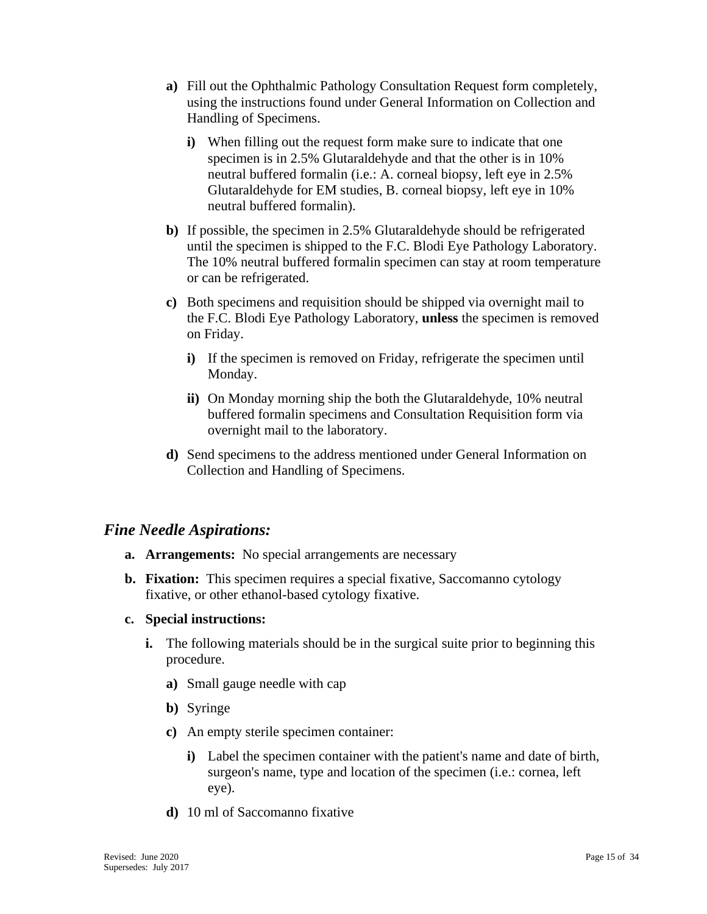a) Fill out the Ophthalmic Pathology Consultation Request form completely, using the instructions found under General Information on Collection and Handling of Specimens.

   i) When filling out the request form make sure to indicate that one specimen is in 2.5% Glutaraldehyde and that the other is in 10% neutral buffered formalin (i.e.: A. corneal biopsy, left eye in 2.5% Glutaraldehyde for EM studies, B. corneal biopsy, left eye in 10% neutral buffered formalin).

b) If possible, the specimen in 2.5% Glutaraldehyde should be refrigerated until the specimen is shipped to the F.C. Blodi Eye Pathology Laboratory. The 10% neutral buffered formalin specimen can stay at room temperature or can be refrigerated.

c) Both specimens and requisition should be shipped via overnight mail to the F.C. Blodi Eye Pathology Laboratory, **unless** the specimen is removed on Friday.

   i) If the specimen is removed on Friday, refrigerate the specimen until Monday.

   ii) On Monday morning ship the both the Glutaraldehyde, 10% neutral buffered formalin specimens and Consultation Requisition form via overnight mail to the laboratory.

d) Send specimens to the address mentioned under General Information on Collection and Handling of Specimens.

## *Fine Needle Aspirations:*

a. **Arrangements:** No special arrangements are necessary

b. **Fixation:** This specimen requires a special fixative, Saccomanno cytology fixative, or other ethanol-based cytology fixative.

c. **Special instructions:**

   i. The following materials should be in the surgical suite prior to beginning this procedure.

      a) Small gauge needle with cap

      b) Syringe

      c) An empty sterile specimen container:

         i) Label the specimen container with the patient's name and date of birth, surgeon's name, type and location of the specimen (i.e.: cornea, left eye).

      d) 10 ml of Saccomanno fixative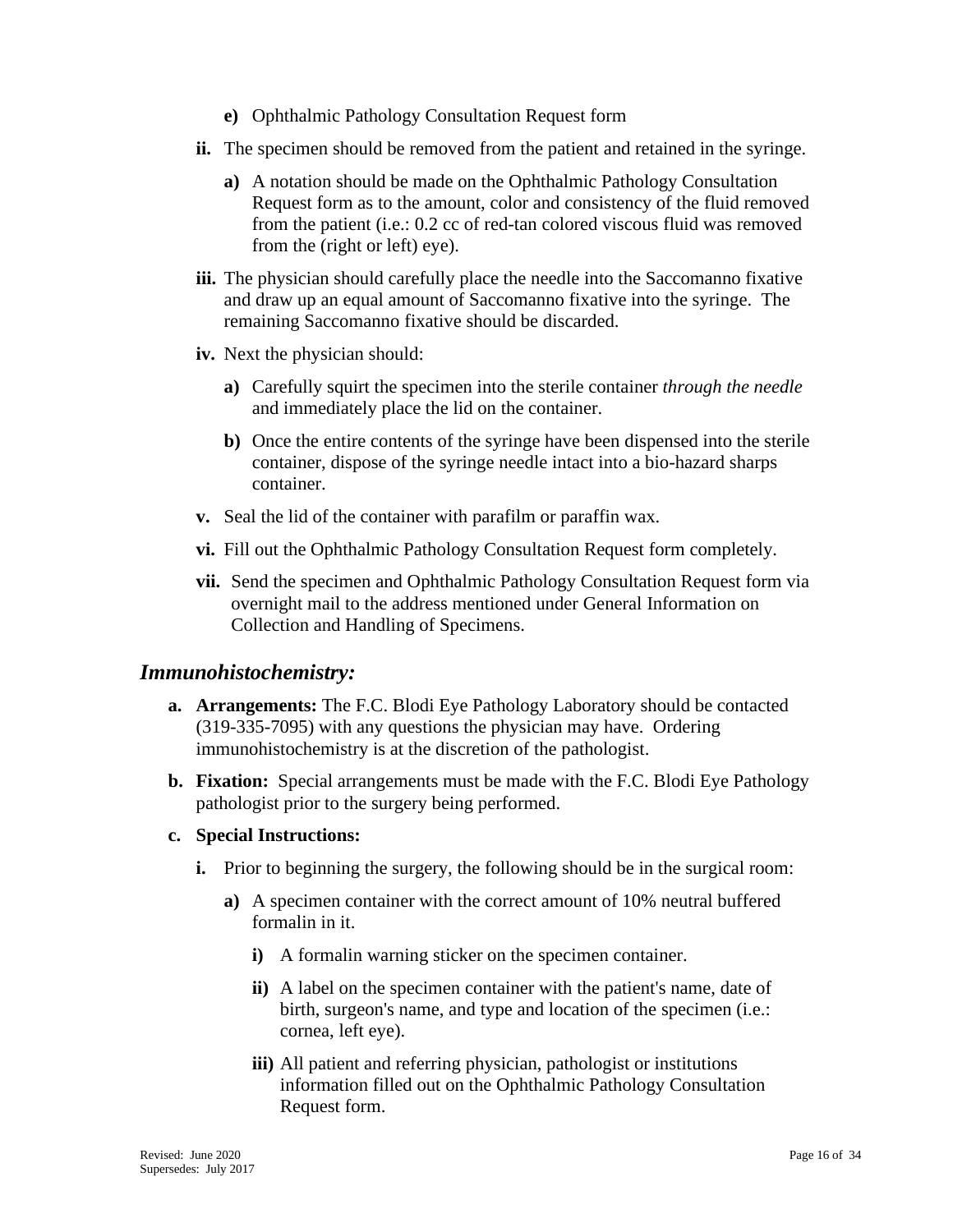e) Ophthalmic Pathology Consultation Request form

ii. The specimen should be removed from the patient and retained in the syringe.

   a) A notation should be made on the Ophthalmic Pathology Consultation Request form as to the amount, color and consistency of the fluid removed from the patient (i.e.: 0.2 cc of red-tan colored viscous fluid was removed from the (right or left) eye).

iii. The physician should carefully place the needle into the Saccomanno fixative and draw up an equal amount of Saccomanno fixative into the syringe. The remaining Saccomanno fixative should be discarded.

iv. Next the physician should:

   a) Carefully squirt the specimen into the sterile container *through the needle* and immediately place the lid on the container.

   b) Once the entire contents of the syringe have been dispensed into the sterile container, dispose of the syringe needle intact into a bio-hazard sharps container.

v. Seal the lid of the container with parafilm or paraffin wax.

vi. Fill out the Ophthalmic Pathology Consultation Request form completely.

vii. Send the specimen and Ophthalmic Pathology Consultation Request form via overnight mail to the address mentioned under General Information on Collection and Handling of Specimens.

## *Immunohistochemistry:*

a. **Arrangements:** The F.C. Blodi Eye Pathology Laboratory should be contacted (319-335-7095) with any questions the physician may have. Ordering immunohistochemistry is at the discretion of the pathologist.

b. **Fixation:** Special arrangements must be made with the F.C. Blodi Eye Pathology pathologist prior to the surgery being performed.

c. **Special Instructions:**

   i. Prior to beginning the surgery, the following should be in the surgical room:

      a) A specimen container with the correct amount of 10% neutral buffered formalin in it.

         i) A formalin warning sticker on the specimen container.

         ii) A label on the specimen container with the patient's name, date of birth, surgeon's name, and type and location of the specimen (i.e.: cornea, left eye).

         iii) All patient and referring physician, pathologist or institutions information filled out on the Ophthalmic Pathology Consultation Request form.

Revised: June 2020
Supersedes: July 2017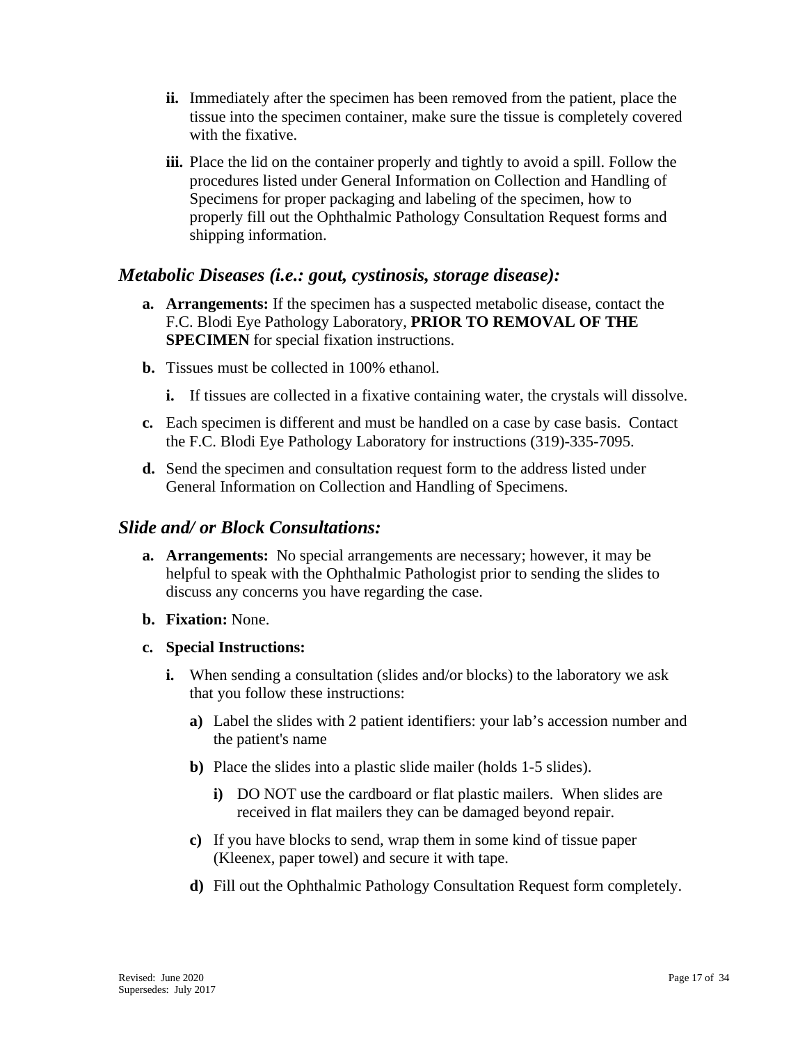ii. Immediately after the specimen has been removed from the patient, place the tissue into the specimen container, make sure the tissue is completely covered with the fixative.

iii. Place the lid on the container properly and tightly to avoid a spill. Follow the procedures listed under General Information on Collection and Handling of Specimens for proper packaging and labeling of the specimen, how to properly fill out the Ophthalmic Pathology Consultation Request forms and shipping information.

## *Metabolic Diseases (i.e.: gout, cystinosis, storage disease):*

a. **Arrangements:** If the specimen has a suspected metabolic disease, contact the F.C. Blodi Eye Pathology Laboratory, **PRIOR TO REMOVAL OF THE SPECIMEN** for special fixation instructions.

b. Tissues must be collected in 100% ethanol.

   i. If tissues are collected in a fixative containing water, the crystals will dissolve.

c. Each specimen is different and must be handled on a case by case basis. Contact the F.C. Blodi Eye Pathology Laboratory for instructions (319)-335-7095.

d. Send the specimen and consultation request form to the address listed under General Information on Collection and Handling of Specimens.

## *Slide and/ or Block Consultations:*

a. **Arrangements:** No special arrangements are necessary; however, it may be helpful to speak with the Ophthalmic Pathologist prior to sending the slides to discuss any concerns you have regarding the case.

b. **Fixation:** None.

c. **Special Instructions:**

   i. When sending a consultation (slides and/or blocks) to the laboratory we ask that you follow these instructions:

      a) Label the slides with 2 patient identifiers: your lab's accession number and the patient's name

      b) Place the slides into a plastic slide mailer (holds 1-5 slides).

         i) DO NOT use the cardboard or flat plastic mailers. When slides are received in flat mailers they can be damaged beyond repair.

      c) If you have blocks to send, wrap them in some kind of tissue paper (Kleenex, paper towel) and secure it with tape.

      d) Fill out the Ophthalmic Pathology Consultation Request form completely.

Revised: June 2020
Supersedes: July 2017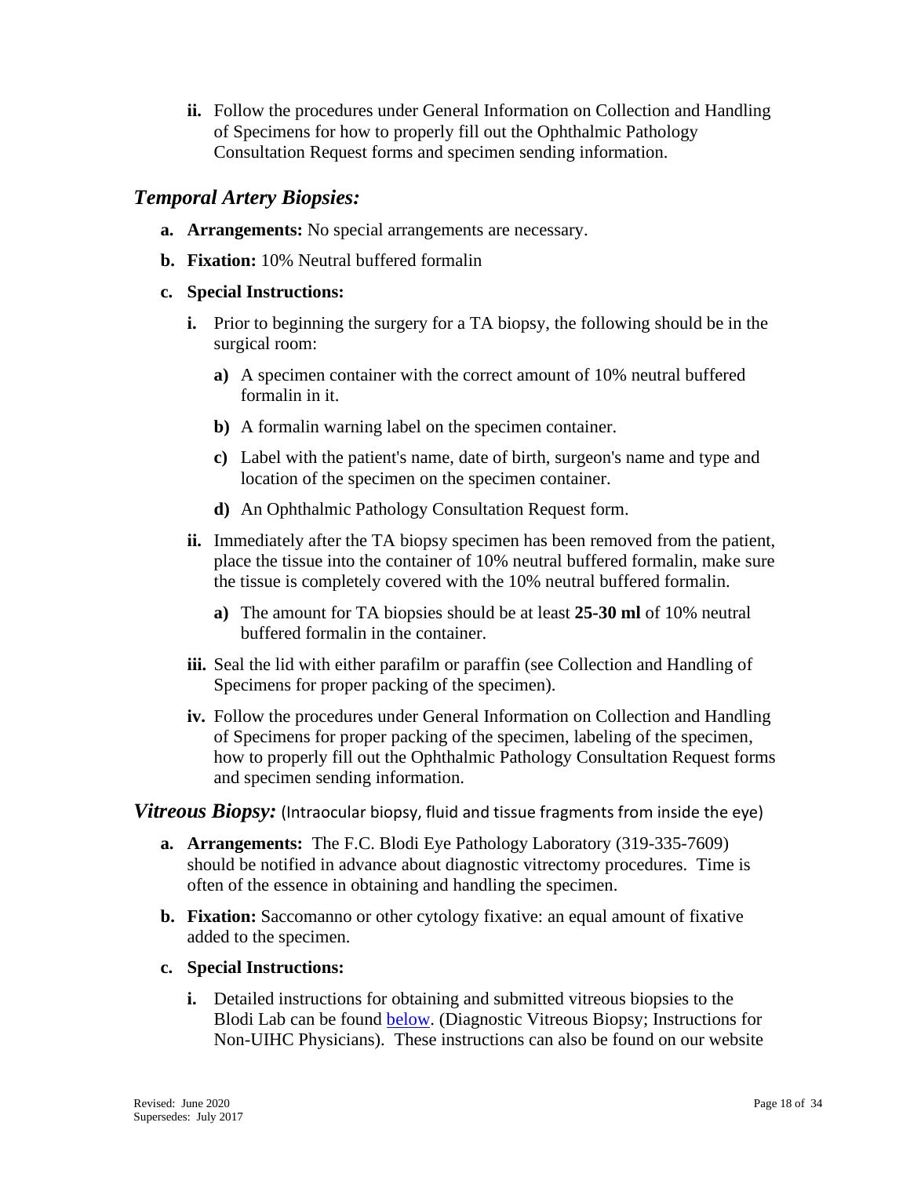ii. Follow the procedures under General Information on Collection and Handling of Specimens for how to properly fill out the Ophthalmic Pathology Consultation Request forms and specimen sending information.

## *Temporal Artery Biopsies:*

a. **Arrangements:** No special arrangements are necessary.

b. **Fixation:** 10% Neutral buffered formalin

c. **Special Instructions:**

   i. Prior to beginning the surgery for a TA biopsy, the following should be in the surgical room:

      a) A specimen container with the correct amount of 10% neutral buffered formalin in it.

      b) A formalin warning label on the specimen container.

      c) Label with the patient's name, date of birth, surgeon's name and type and location of the specimen on the specimen container.

      d) An Ophthalmic Pathology Consultation Request form.

   ii. Immediately after the TA biopsy specimen has been removed from the patient, place the tissue into the container of 10% neutral buffered formalin, make sure the tissue is completely covered with the 10% neutral buffered formalin.

      a) The amount for TA biopsies should be at least **25-30 ml** of 10% neutral buffered formalin in the container.

   iii. Seal the lid with either parafilm or paraffin (see Collection and Handling of Specimens for proper packing of the specimen).

   iv. Follow the procedures under General Information on Collection and Handling of Specimens for proper packing of the specimen, labeling of the specimen, how to properly fill out the Ophthalmic Pathology Consultation Request forms and specimen sending information.

## *Vitreous Biopsy:* (Intraocular biopsy, fluid and tissue fragments from inside the eye)

a. **Arrangements:** The F.C. Blodi Eye Pathology Laboratory (319-335-7609) should be notified in advance about diagnostic vitrectomy procedures. Time is often of the essence in obtaining and handling the specimen.

b. **Fixation:** Saccomanno or other cytology fixative: an equal amount of fixative added to the specimen.

c. **Special Instructions:**

   i. Detailed instructions for obtaining and submitted vitreous biopsies to the Blodi Lab can be found below. (Diagnostic Vitreous Biopsy; Instructions for Non-UIHC Physicians). These instructions can also be found on our website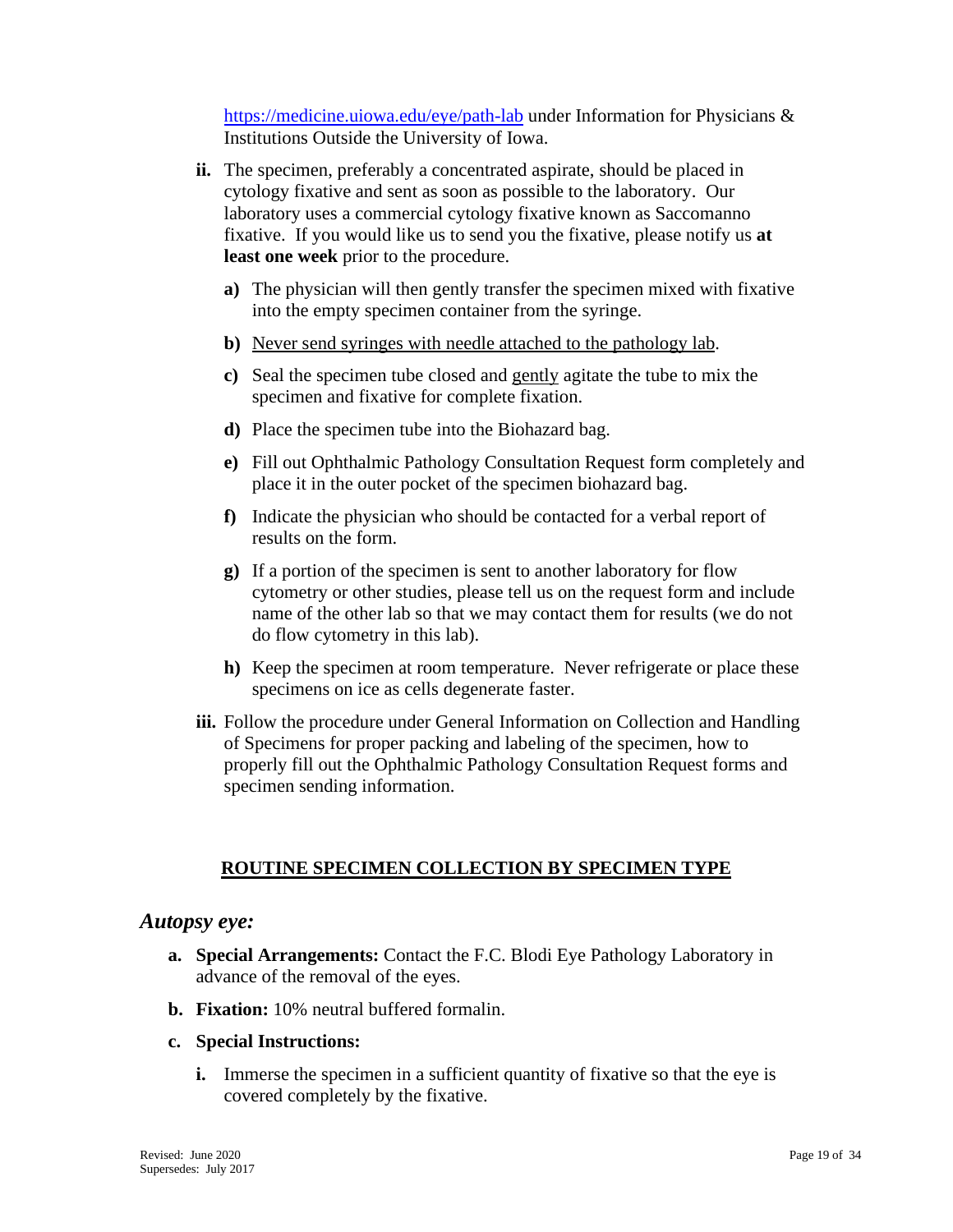https://medicine.uiowa.edu/eye/path-lab under Information for Physicians & Institutions Outside the University of Iowa.

**ii.** The specimen, preferably a concentrated aspirate, should be placed in cytology fixative and sent as soon as possible to the laboratory. Our laboratory uses a commercial cytology fixative known as Saccomanno fixative. If you would like us to send you the fixative, please notify us **at least one week** prior to the procedure.

- **a)** The physician will then gently transfer the specimen mixed with fixative into the empty specimen container from the syringe.
- **b)** <u>Never send syringes with needle attached to the pathology lab</u>.
- **c)** Seal the specimen tube closed and <u>gently</u> agitate the tube to mix the specimen and fixative for complete fixation.
- **d)** Place the specimen tube into the Biohazard bag.
- **e)** Fill out Ophthalmic Pathology Consultation Request form completely and place it in the outer pocket of the specimen biohazard bag.
- **f)** Indicate the physician who should be contacted for a verbal report of results on the form.
- **g)** If a portion of the specimen is sent to another laboratory for flow cytometry or other studies, please tell us on the request form and include name of the other lab so that we may contact them for results (we do not do flow cytometry in this lab).
- **h)** Keep the specimen at room temperature. Never refrigerate or place these specimens on ice as cells degenerate faster.

**iii.** Follow the procedure under General Information on Collection and Handling of Specimens for proper packing and labeling of the specimen, how to properly fill out the Ophthalmic Pathology Consultation Request forms and specimen sending information.

## ROUTINE SPECIMEN COLLECTION BY SPECIMEN TYPE

### *Autopsy eye:*

**a. Special Arrangements:** Contact the F.C. Blodi Eye Pathology Laboratory in advance of the removal of the eyes.

**b. Fixation:** 10% neutral buffered formalin.

**c. Special Instructions:**

**i.** Immerse the specimen in a sufficient quantity of fixative so that the eye is covered completely by the fixative.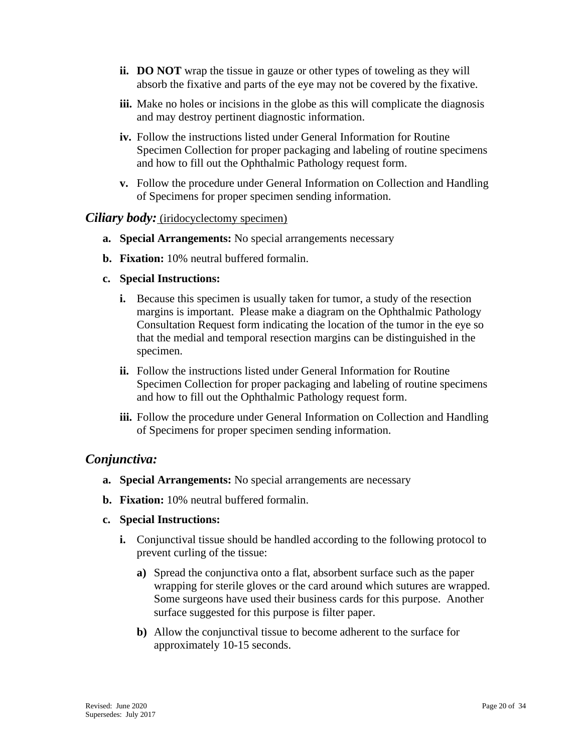ii. **DO NOT** wrap the tissue in gauze or other types of toweling as they will absorb the fixative and parts of the eye may not be covered by the fixative.

iii. Make no holes or incisions in the globe as this will complicate the diagnosis and may destroy pertinent diagnostic information.

iv. Follow the instructions listed under General Information for Routine Specimen Collection for proper packaging and labeling of routine specimens and how to fill out the Ophthalmic Pathology request form.

v. Follow the procedure under General Information on Collection and Handling of Specimens for proper specimen sending information.

### ***Ciliary body:*** (iridocyclectomy specimen)

a. **Special Arrangements:** No special arrangements necessary

b. **Fixation:** 10% neutral buffered formalin.

c. **Special Instructions:**

   i. Because this specimen is usually taken for tumor, a study of the resection margins is important. Please make a diagram on the Ophthalmic Pathology Consultation Request form indicating the location of the tumor in the eye so that the medial and temporal resection margins can be distinguished in the specimen.

   ii. Follow the instructions listed under General Information for Routine Specimen Collection for proper packaging and labeling of routine specimens and how to fill out the Ophthalmic Pathology request form.

   iii. Follow the procedure under General Information on Collection and Handling of Specimens for proper specimen sending information.

### ***Conjunctiva:***

a. **Special Arrangements:** No special arrangements are necessary

b. **Fixation:** 10% neutral buffered formalin.

c. **Special Instructions:**

   i. Conjunctival tissue should be handled according to the following protocol to prevent curling of the tissue:

      a) Spread the conjunctiva onto a flat, absorbent surface such as the paper wrapping for sterile gloves or the card around which sutures are wrapped. Some surgeons have used their business cards for this purpose. Another surface suggested for this purpose is filter paper.

      b) Allow the conjunctival tissue to become adherent to the surface for approximately 10-15 seconds.

Revised: June 2020
Supersedes: July 2017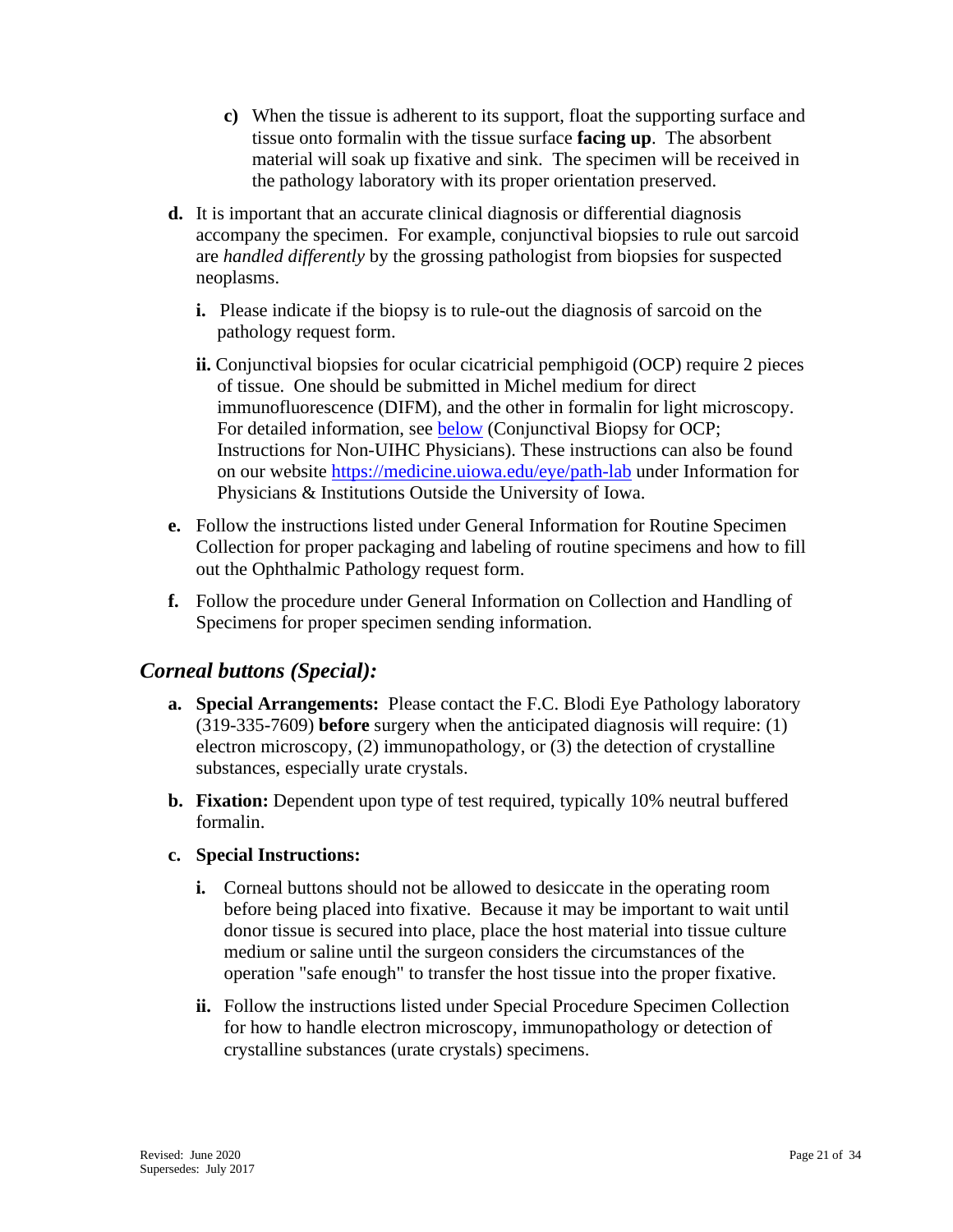c) When the tissue is adherent to its support, float the supporting surface and tissue onto formalin with the tissue surface **facing up**. The absorbent material will soak up fixative and sink. The specimen will be received in the pathology laboratory with its proper orientation preserved.

**d.** It is important that an accurate clinical diagnosis or differential diagnosis accompany the specimen. For example, conjunctival biopsies to rule out sarcoid are *handled differently* by the grossing pathologist from biopsies for suspected neoplasms.

**i.** Please indicate if the biopsy is to rule-out the diagnosis of sarcoid on the pathology request form.

**ii.** Conjunctival biopsies for ocular cicatricial pemphigoid (OCP) require 2 pieces of tissue. One should be submitted in Michel medium for direct immunofluorescence (DIFM), and the other in formalin for light microscopy. For detailed information, see [below](#) (Conjunctival Biopsy for OCP; Instructions for Non-UIHC Physicians). These instructions can also be found on our website [https://medicine.uiowa.edu/eye/path-lab](https://medicine.uiowa.edu/eye/path-lab) under Information for Physicians & Institutions Outside the University of Iowa.

**e.** Follow the instructions listed under General Information for Routine Specimen Collection for proper packaging and labeling of routine specimens and how to fill out the Ophthalmic Pathology request form.

**f.** Follow the procedure under General Information on Collection and Handling of Specimens for proper specimen sending information.

## *Corneal buttons (Special):*

**a. Special Arrangements:** Please contact the F.C. Blodi Eye Pathology laboratory (319-335-7609) **before** surgery when the anticipated diagnosis will require: (1) electron microscopy, (2) immunopathology, or (3) the detection of crystalline substances, especially urate crystals.

**b. Fixation:** Dependent upon type of test required, typically 10% neutral buffered formalin.

**c. Special Instructions:**

**i.** Corneal buttons should not be allowed to desiccate in the operating room before being placed into fixative. Because it may be important to wait until donor tissue is secured into place, place the host material into tissue culture medium or saline until the surgeon considers the circumstances of the operation "safe enough" to transfer the host tissue into the proper fixative.

**ii.** Follow the instructions listed under Special Procedure Specimen Collection for how to handle electron microscopy, immunopathology or detection of crystalline substances (urate crystals) specimens.

Revised: June 2020
Supersedes: July 2017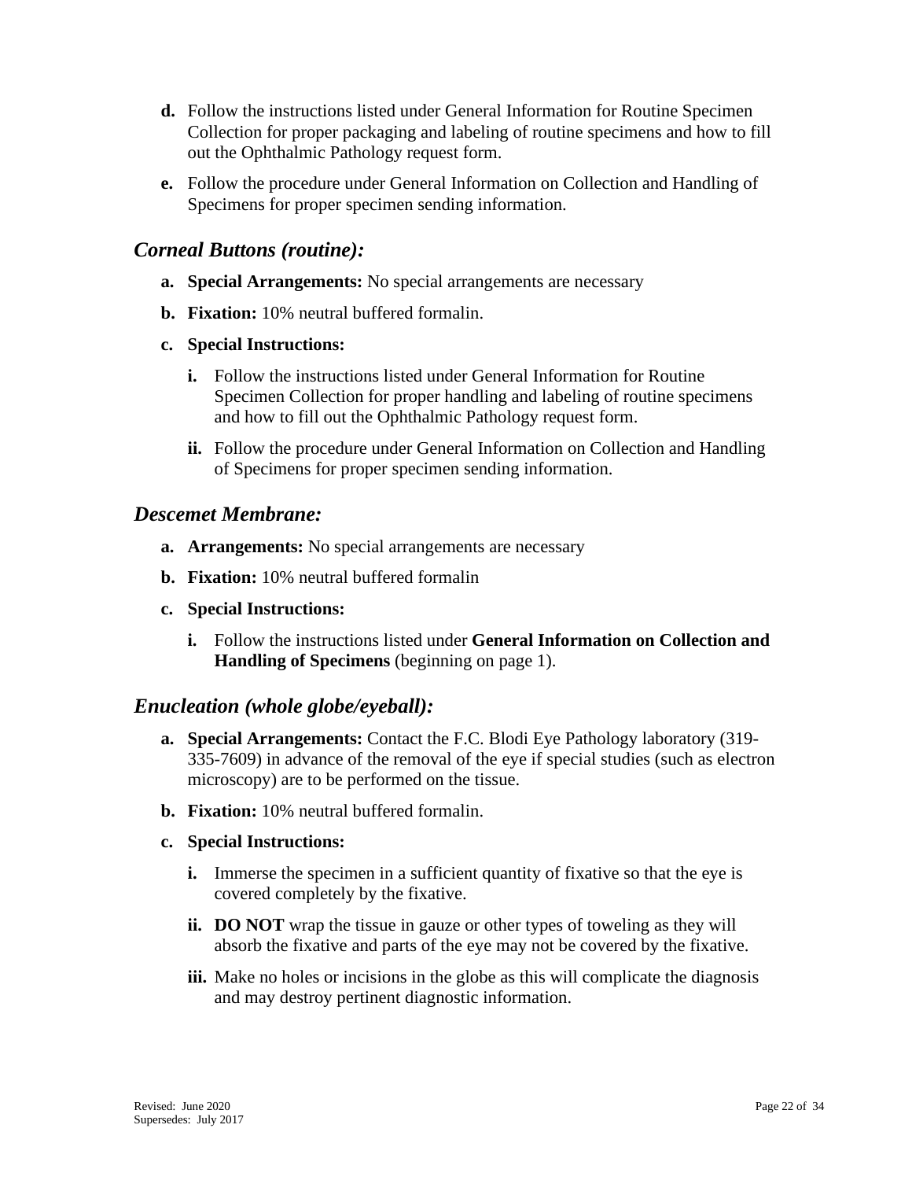**d.** Follow the instructions listed under General Information for Routine Specimen Collection for proper packaging and labeling of routine specimens and how to fill out the Ophthalmic Pathology request form.

**e.** Follow the procedure under General Information on Collection and Handling of Specimens for proper specimen sending information.

## *Corneal Buttons (routine):*

**a. Special Arrangements:** No special arrangements are necessary

**b. Fixation:** 10% neutral buffered formalin.

**c. Special Instructions:**

**i.** Follow the instructions listed under General Information for Routine Specimen Collection for proper handling and labeling of routine specimens and how to fill out the Ophthalmic Pathology request form.

**ii.** Follow the procedure under General Information on Collection and Handling of Specimens for proper specimen sending information.

## *Descemet Membrane:*

**a. Arrangements:** No special arrangements are necessary

**b. Fixation:** 10% neutral buffered formalin

**c. Special Instructions:**

**i.** Follow the instructions listed under **General Information on Collection and Handling of Specimens** (beginning on page 1).

## *Enucleation (whole globe/eyeball):*

**a. Special Arrangements:** Contact the F.C. Blodi Eye Pathology laboratory (319-335-7609) in advance of the removal of the eye if special studies (such as electron microscopy) are to be performed on the tissue.

**b. Fixation:** 10% neutral buffered formalin.

**c. Special Instructions:**

**i.** Immerse the specimen in a sufficient quantity of fixative so that the eye is covered completely by the fixative.

**ii. DO NOT** wrap the tissue in gauze or other types of toweling as they will absorb the fixative and parts of the eye may not be covered by the fixative.

**iii.** Make no holes or incisions in the globe as this will complicate the diagnosis and may destroy pertinent diagnostic information.

Revised: June 2020
Supersedes: July 2017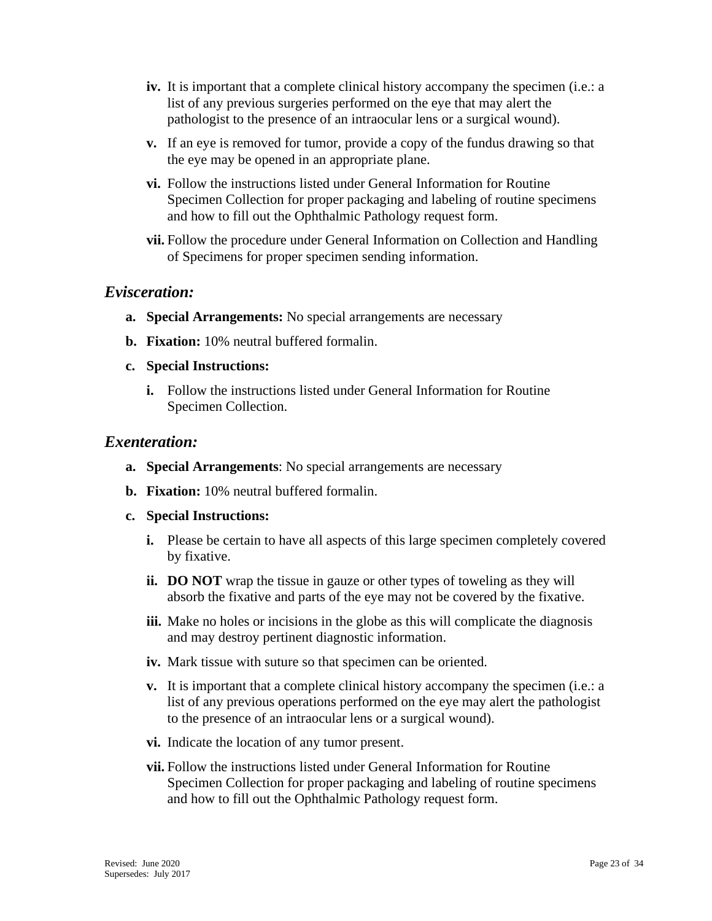- **iv.** It is important that a complete clinical history accompany the specimen (i.e.: a list of any previous surgeries performed on the eye that may alert the pathologist to the presence of an intraocular lens or a surgical wound).
- **v.** If an eye is removed for tumor, provide a copy of the fundus drawing so that the eye may be opened in an appropriate plane.
- **vi.** Follow the instructions listed under General Information for Routine Specimen Collection for proper packaging and labeling of routine specimens and how to fill out the Ophthalmic Pathology request form.
- **vii.** Follow the procedure under General Information on Collection and Handling of Specimens for proper specimen sending information.

## *Evisceration:*

- **a. Special Arrangements:** No special arrangements are necessary
- **b. Fixation:** 10% neutral buffered formalin.
- **c. Special Instructions:**
  - **i.** Follow the instructions listed under General Information for Routine Specimen Collection.

## *Exenteration:*

- **a. Special Arrangements**: No special arrangements are necessary
- **b. Fixation:** 10% neutral buffered formalin.
- **c. Special Instructions:**
  - **i.** Please be certain to have all aspects of this large specimen completely covered by fixative.
  - **ii. DO NOT** wrap the tissue in gauze or other types of toweling as they will absorb the fixative and parts of the eye may not be covered by the fixative.
  - **iii.** Make no holes or incisions in the globe as this will complicate the diagnosis and may destroy pertinent diagnostic information.
  - **iv.** Mark tissue with suture so that specimen can be oriented.
  - **v.** It is important that a complete clinical history accompany the specimen (i.e.: a list of any previous operations performed on the eye may alert the pathologist to the presence of an intraocular lens or a surgical wound).
  - **vi.** Indicate the location of any tumor present.
  - **vii.** Follow the instructions listed under General Information for Routine Specimen Collection for proper packaging and labeling of routine specimens and how to fill out the Ophthalmic Pathology request form.

Revised: June 2020
Supersedes: July 2017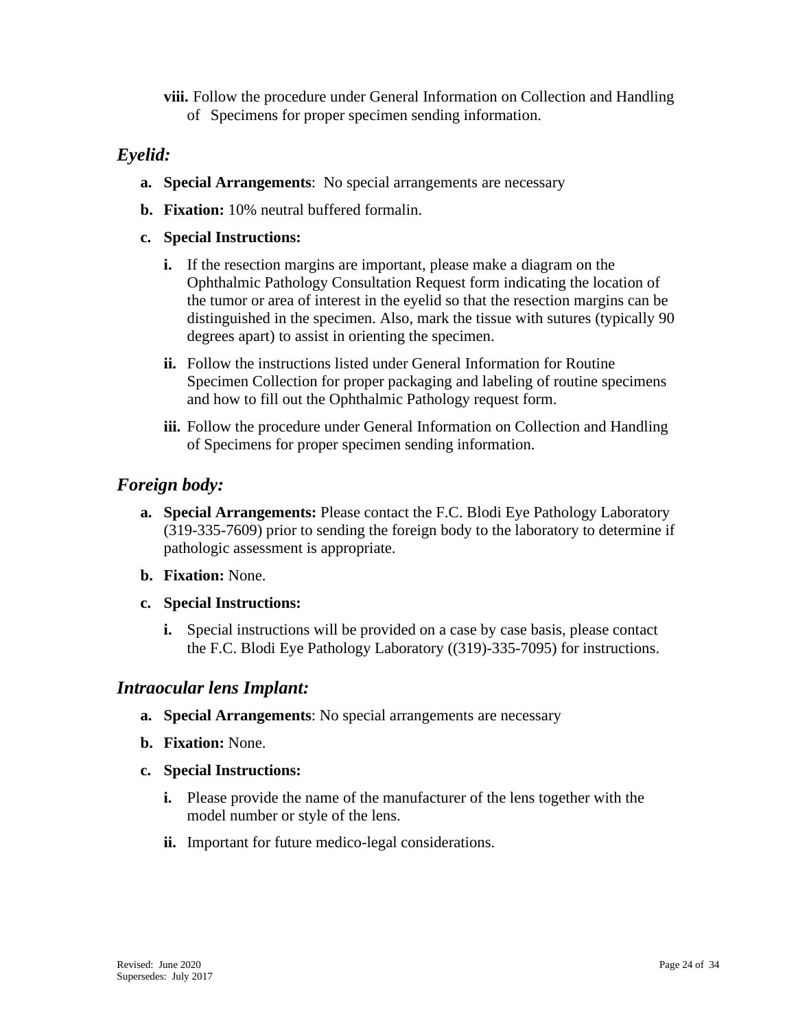**viii.** Follow the procedure under General Information on Collection and Handling of Specimens for proper specimen sending information.

## *Eyelid:*

**a. Special Arrangements**: No special arrangements are necessary

**b. Fixation:** 10% neutral buffered formalin.

**c. Special Instructions:**

**i.** If the resection margins are important, please make a diagram on the Ophthalmic Pathology Consultation Request form indicating the location of the tumor or area of interest in the eyelid so that the resection margins can be distinguished in the specimen. Also, mark the tissue with sutures (typically 90 degrees apart) to assist in orienting the specimen.

**ii.** Follow the instructions listed under General Information for Routine Specimen Collection for proper packaging and labeling of routine specimens and how to fill out the Ophthalmic Pathology request form.

**iii.** Follow the procedure under General Information on Collection and Handling of Specimens for proper specimen sending information.

## *Foreign body:*

**a. Special Arrangements:** Please contact the F.C. Blodi Eye Pathology Laboratory (319-335-7609) prior to sending the foreign body to the laboratory to determine if pathologic assessment is appropriate.

**b. Fixation:** None.

**c. Special Instructions:**

**i.** Special instructions will be provided on a case by case basis, please contact the F.C. Blodi Eye Pathology Laboratory ((319)-335-7095) for instructions.

## *Intraocular lens Implant:*

**a. Special Arrangements**: No special arrangements are necessary

**b. Fixation:** None.

**c. Special Instructions:**

**i.** Please provide the name of the manufacturer of the lens together with the model number or style of the lens.

**ii.** Important for future medico-legal considerations.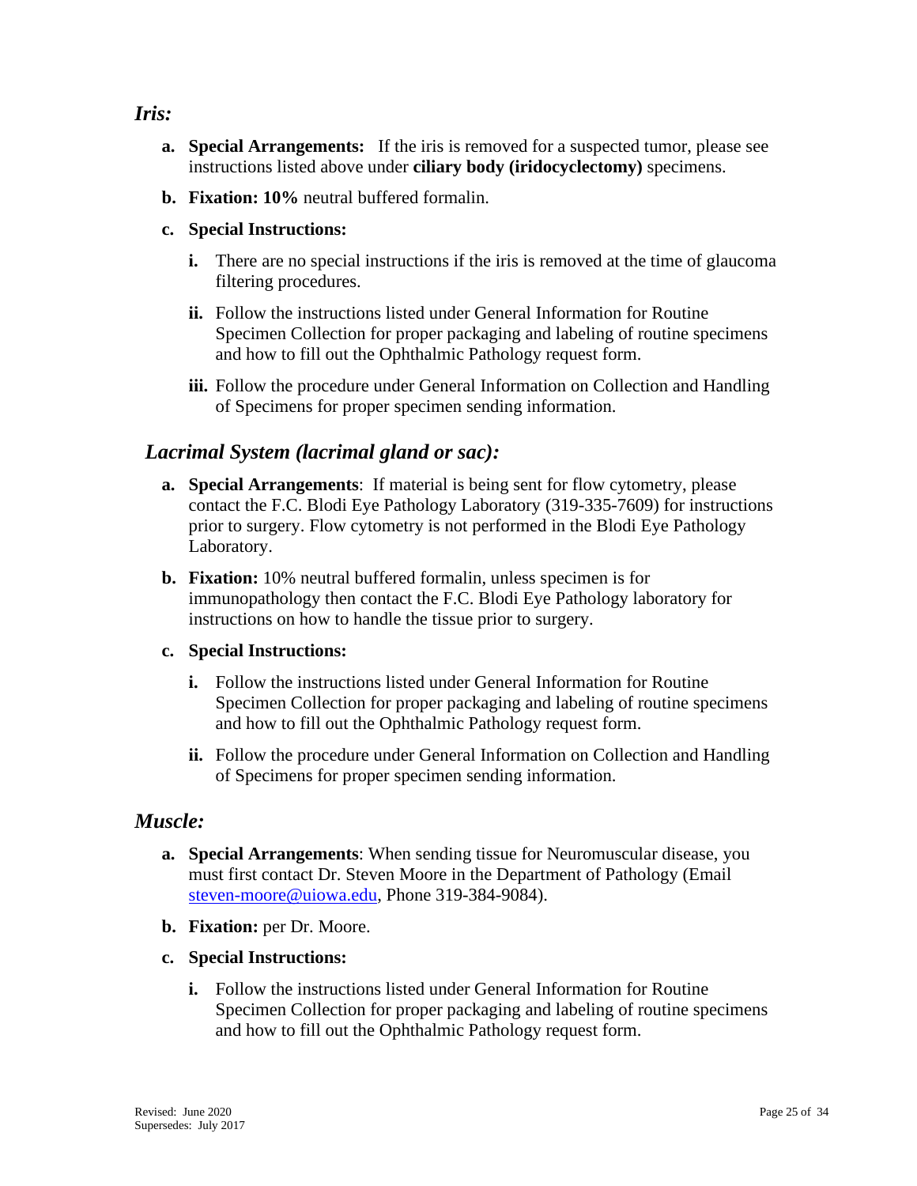### *Iris:*

a. **Special Arrangements:** If the iris is removed for a suspected tumor, please see instructions listed above under **ciliary body (iridocyclectomy)** specimens.

b. **Fixation: 10%** neutral buffered formalin.

c. **Special Instructions:**

   i. There are no special instructions if the iris is removed at the time of glaucoma filtering procedures.

   ii. Follow the instructions listed under General Information for Routine Specimen Collection for proper packaging and labeling of routine specimens and how to fill out the Ophthalmic Pathology request form.

   iii. Follow the procedure under General Information on Collection and Handling of Specimens for proper specimen sending information.

### *Lacrimal System (lacrimal gland or sac):*

a. **Special Arrangements**: If material is being sent for flow cytometry, please contact the F.C. Blodi Eye Pathology Laboratory (319-335-7609) for instructions prior to surgery. Flow cytometry is not performed in the Blodi Eye Pathology Laboratory.

b. **Fixation:** 10% neutral buffered formalin, unless specimen is for immunopathology then contact the F.C. Blodi Eye Pathology laboratory for instructions on how to handle the tissue prior to surgery.

c. **Special Instructions:**

   i. Follow the instructions listed under General Information for Routine Specimen Collection for proper packaging and labeling of routine specimens and how to fill out the Ophthalmic Pathology request form.

   ii. Follow the procedure under General Information on Collection and Handling of Specimens for proper specimen sending information.

### *Muscle:*

a. **Special Arrangements**: When sending tissue for Neuromuscular disease, you must first contact Dr. Steven Moore in the Department of Pathology (Email steven-moore@uiowa.edu, Phone 319-384-9084).

b. **Fixation:** per Dr. Moore.

c. **Special Instructions:**

   i. Follow the instructions listed under General Information for Routine Specimen Collection for proper packaging and labeling of routine specimens and how to fill out the Ophthalmic Pathology request form.

Revised: June 2020
Supersedes: July 2017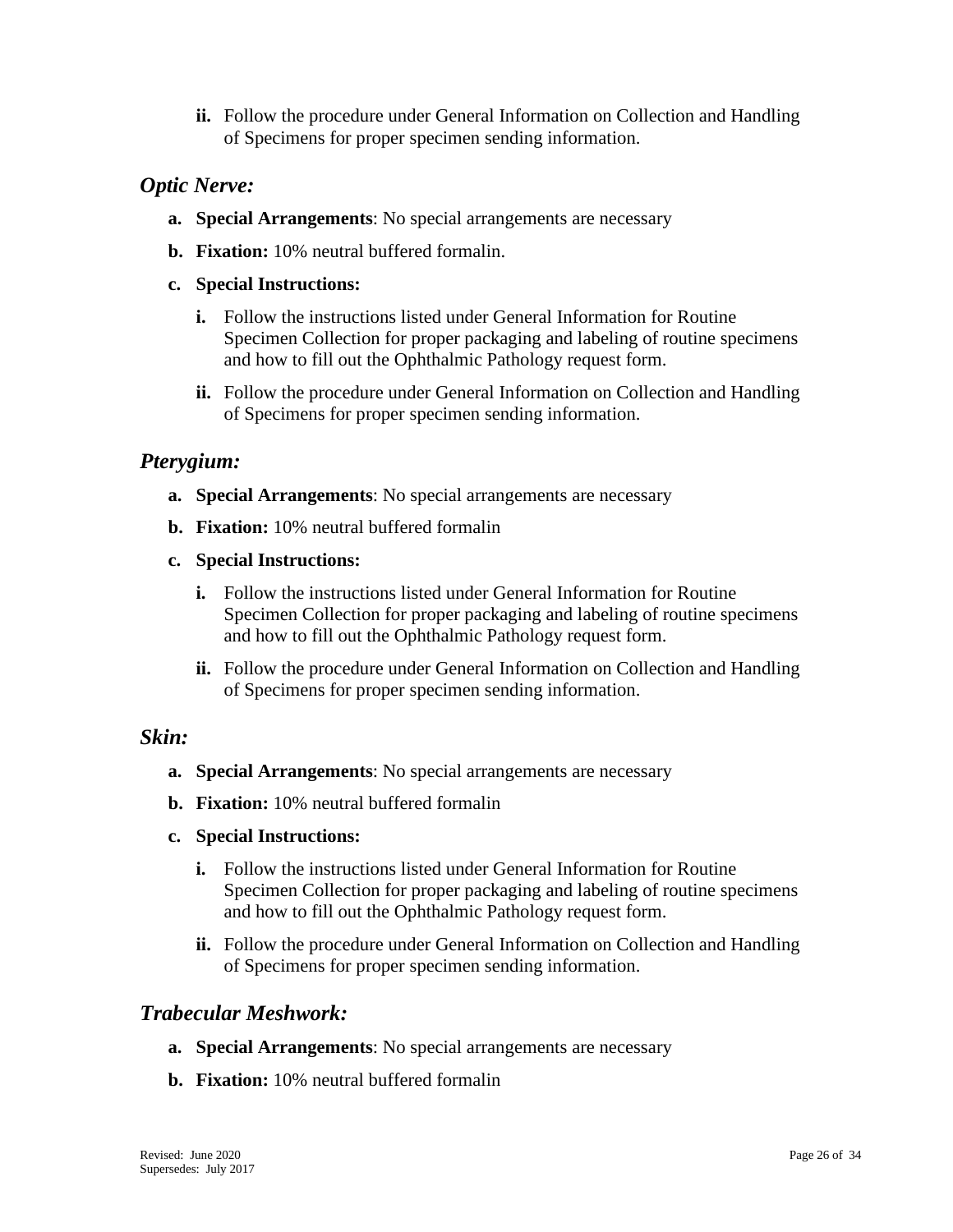ii. Follow the procedure under General Information on Collection and Handling of Specimens for proper specimen sending information.

### *Optic Nerve:*

a. **Special Arrangements**: No special arrangements are necessary

b. **Fixation:** 10% neutral buffered formalin.

c. **Special Instructions:**

   i. Follow the instructions listed under General Information for Routine Specimen Collection for proper packaging and labeling of routine specimens and how to fill out the Ophthalmic Pathology request form.

   ii. Follow the procedure under General Information on Collection and Handling of Specimens for proper specimen sending information.

### *Pterygium:*

a. **Special Arrangements**: No special arrangements are necessary

b. **Fixation:** 10% neutral buffered formalin

c. **Special Instructions:**

   i. Follow the instructions listed under General Information for Routine Specimen Collection for proper packaging and labeling of routine specimens and how to fill out the Ophthalmic Pathology request form.

   ii. Follow the procedure under General Information on Collection and Handling of Specimens for proper specimen sending information.

### *Skin:*

a. **Special Arrangements**: No special arrangements are necessary

b. **Fixation:** 10% neutral buffered formalin

c. **Special Instructions:**

   i. Follow the instructions listed under General Information for Routine Specimen Collection for proper packaging and labeling of routine specimens and how to fill out the Ophthalmic Pathology request form.

   ii. Follow the procedure under General Information on Collection and Handling of Specimens for proper specimen sending information.

### *Trabecular Meshwork:*

a. **Special Arrangements**: No special arrangements are necessary

b. **Fixation:** 10% neutral buffered formalin

Revised: June 2020
Supersedes: July 2017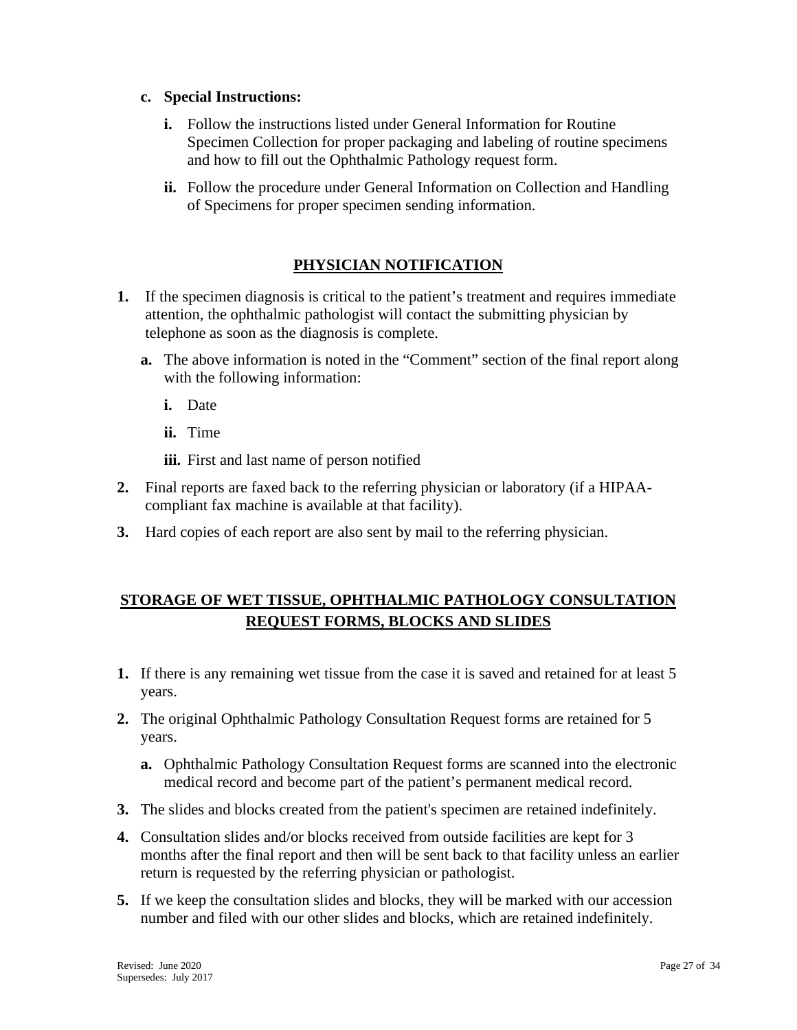**c. Special Instructions:**

   **i.** Follow the instructions listed under General Information for Routine Specimen Collection for proper packaging and labeling of routine specimens and how to fill out the Ophthalmic Pathology request form.

   **ii.** Follow the procedure under General Information on Collection and Handling of Specimens for proper specimen sending information.

## PHYSICIAN NOTIFICATION

**1.** If the specimen diagnosis is critical to the patient's treatment and requires immediate attention, the ophthalmic pathologist will contact the submitting physician by telephone as soon as the diagnosis is complete.

   **a.** The above information is noted in the "Comment" section of the final report along with the following information:

      **i.** Date

      **ii.** Time

      **iii.** First and last name of person notified

**2.** Final reports are faxed back to the referring physician or laboratory (if a HIPAA-compliant fax machine is available at that facility).

**3.** Hard copies of each report are also sent by mail to the referring physician.

## STORAGE OF WET TISSUE, OPHTHALMIC PATHOLOGY CONSULTATION REQUEST FORMS, BLOCKS AND SLIDES

**1.** If there is any remaining wet tissue from the case it is saved and retained for at least 5 years.

**2.** The original Ophthalmic Pathology Consultation Request forms are retained for 5 years.

   **a.** Ophthalmic Pathology Consultation Request forms are scanned into the electronic medical record and become part of the patient's permanent medical record.

**3.** The slides and blocks created from the patient's specimen are retained indefinitely.

**4.** Consultation slides and/or blocks received from outside facilities are kept for 3 months after the final report and then will be sent back to that facility unless an earlier return is requested by the referring physician or pathologist.

**5.** If we keep the consultation slides and blocks, they will be marked with our accession number and filed with our other slides and blocks, which are retained indefinitely.

Revised: June 2020
Supersedes: July 2017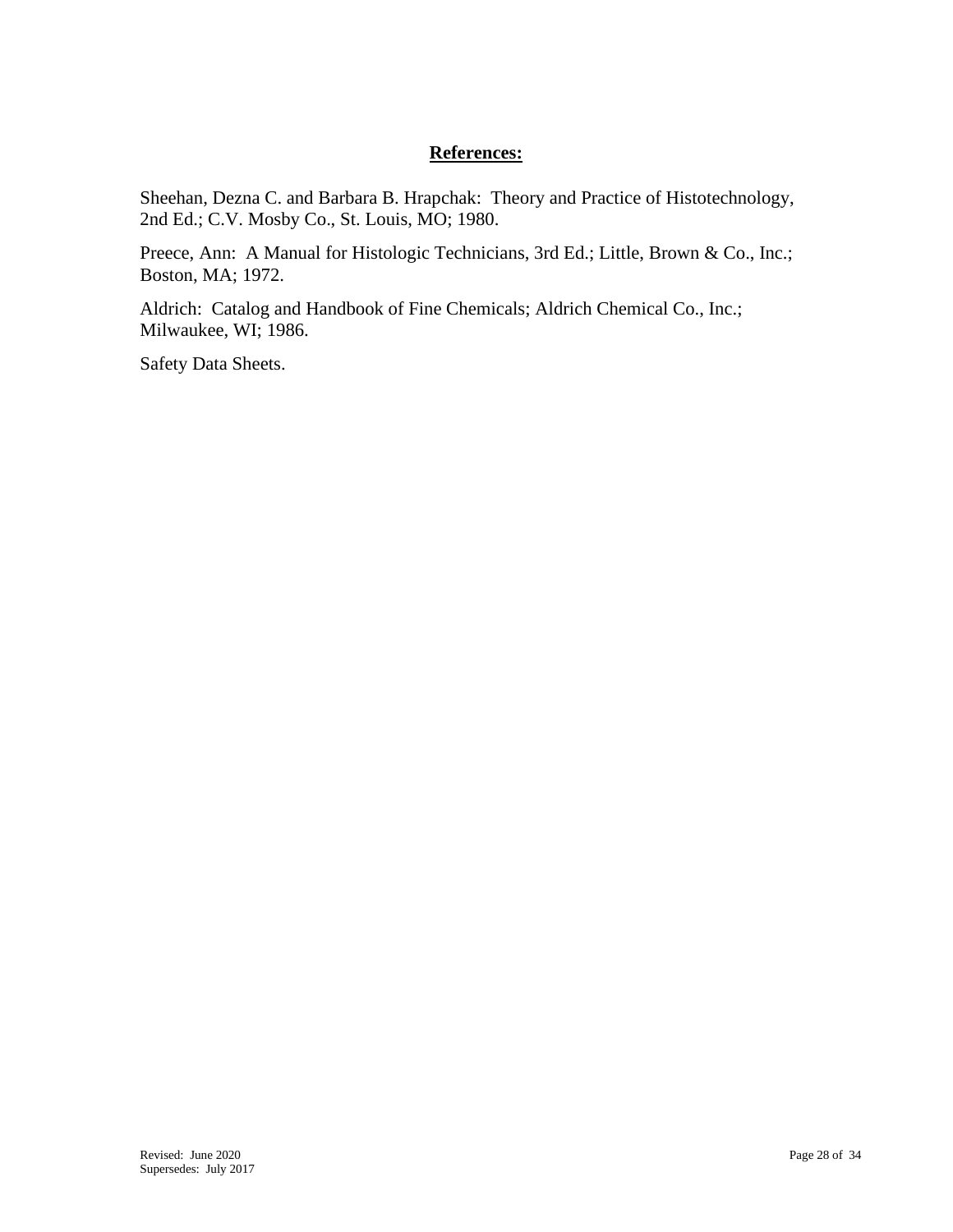## References:

Sheehan, Dezna C. and Barbara B. Hrapchak: Theory and Practice of Histotechnology, 2nd Ed.; C.V. Mosby Co., St. Louis, MO; 1980.

Preece, Ann: A Manual for Histologic Technicians, 3rd Ed.; Little, Brown & Co., Inc.; Boston, MA; 1972.

Aldrich: Catalog and Handbook of Fine Chemicals; Aldrich Chemical Co., Inc.; Milwaukee, WI; 1986.

Safety Data Sheets.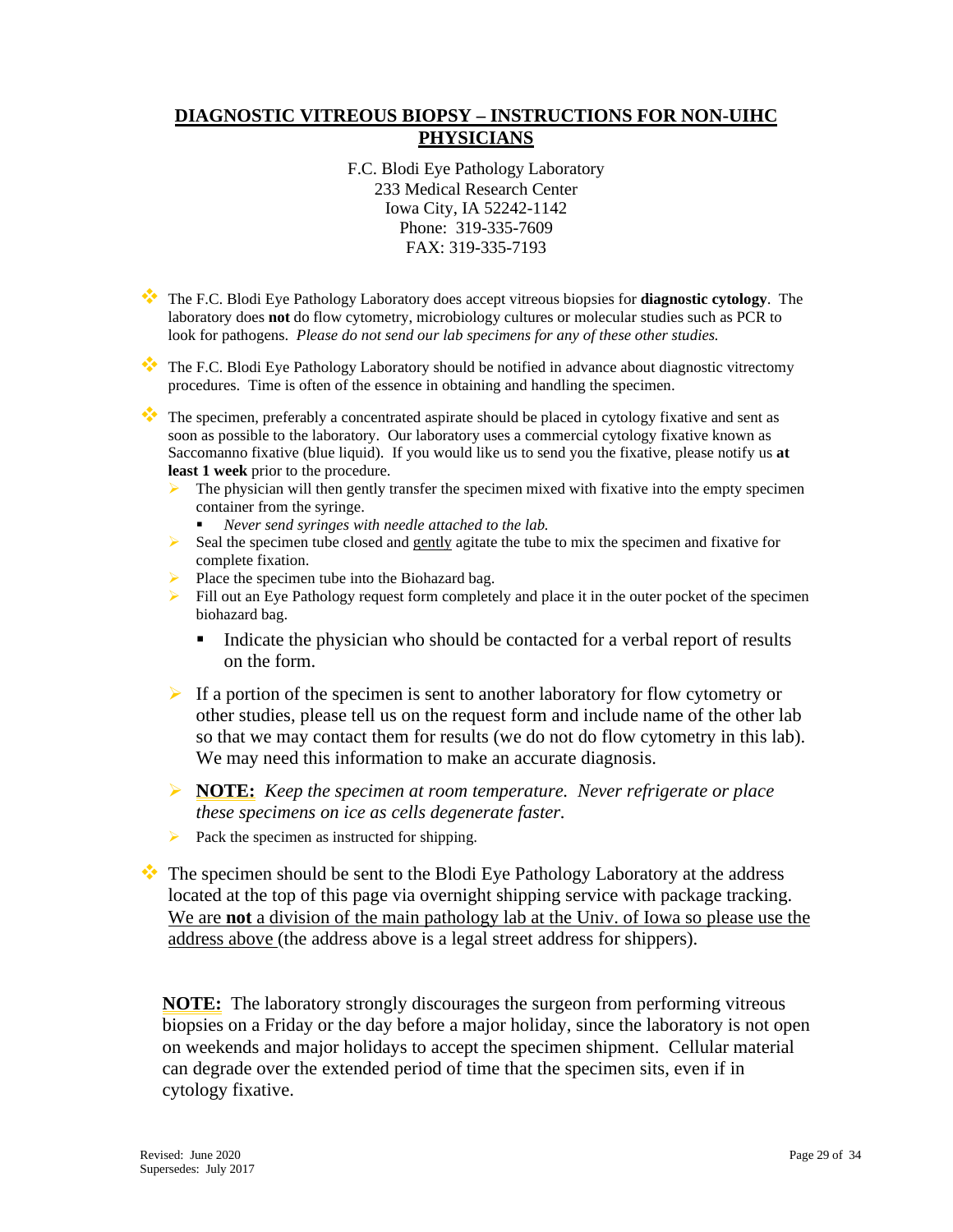# <u>DIAGNOSTIC VITREOUS BIOPSY – INSTRUCTIONS FOR NON-UIHC PHYSICIANS</u>

F.C. Blodi Eye Pathology Laboratory
233 Medical Research Center
Iowa City, IA 52242-1142
Phone: 319-335-7609
FAX: 319-335-7193

- The F.C. Blodi Eye Pathology Laboratory does accept vitreous biopsies for **diagnostic cytology**. The laboratory does **not** do flow cytometry, microbiology cultures or molecular studies such as PCR to look for pathogens. *Please do not send our lab specimens for any of these other studies.*

- The F.C. Blodi Eye Pathology Laboratory should be notified in advance about diagnostic vitrectomy procedures. Time is often of the essence in obtaining and handling the specimen.

- The specimen, preferably a concentrated aspirate should be placed in cytology fixative and sent as soon as possible to the laboratory. Our laboratory uses a commercial cytology fixative known as Saccomanno fixative (blue liquid). If you would like us to send you the fixative, please notify us **at least 1 week** prior to the procedure.
  - The physician will then gently transfer the specimen mixed with fixative into the empty specimen container from the syringe.
    - *Never send syringes with needle attached to the lab.*
  - Seal the specimen tube closed and <u>gently</u> agitate the tube to mix the specimen and fixative for complete fixation.
  - Place the specimen tube into the Biohazard bag.
  - Fill out an Eye Pathology request form completely and place it in the outer pocket of the specimen biohazard bag.
    - Indicate the physician who should be contacted for a verbal report of results on the form.
  - If a portion of the specimen is sent to another laboratory for flow cytometry or other studies, please tell us on the request form and include name of the other lab so that we may contact them for results (we do not do flow cytometry in this lab). We may need this information to make an accurate diagnosis.
  - **<u>NOTE:</u>** *Keep the specimen at room temperature. Never refrigerate or place these specimens on ice as cells degenerate faster.*
  - Pack the specimen as instructed for shipping.

- The specimen should be sent to the Blodi Eye Pathology Laboratory at the address located at the top of this page via overnight shipping service with package tracking. <u>We are **not** a division of the main pathology lab at the Univ. of Iowa so please use the address above</u> (the address above is a legal street address for shippers).

**<u>NOTE:</u>** The laboratory strongly discourages the surgeon from performing vitreous biopsies on a Friday or the day before a major holiday, since the laboratory is not open on weekends and major holidays to accept the specimen shipment. Cellular material can degrade over the extended period of time that the specimen sits, even if in cytology fixative.

Revised: June 2020
Supersedes: July 2017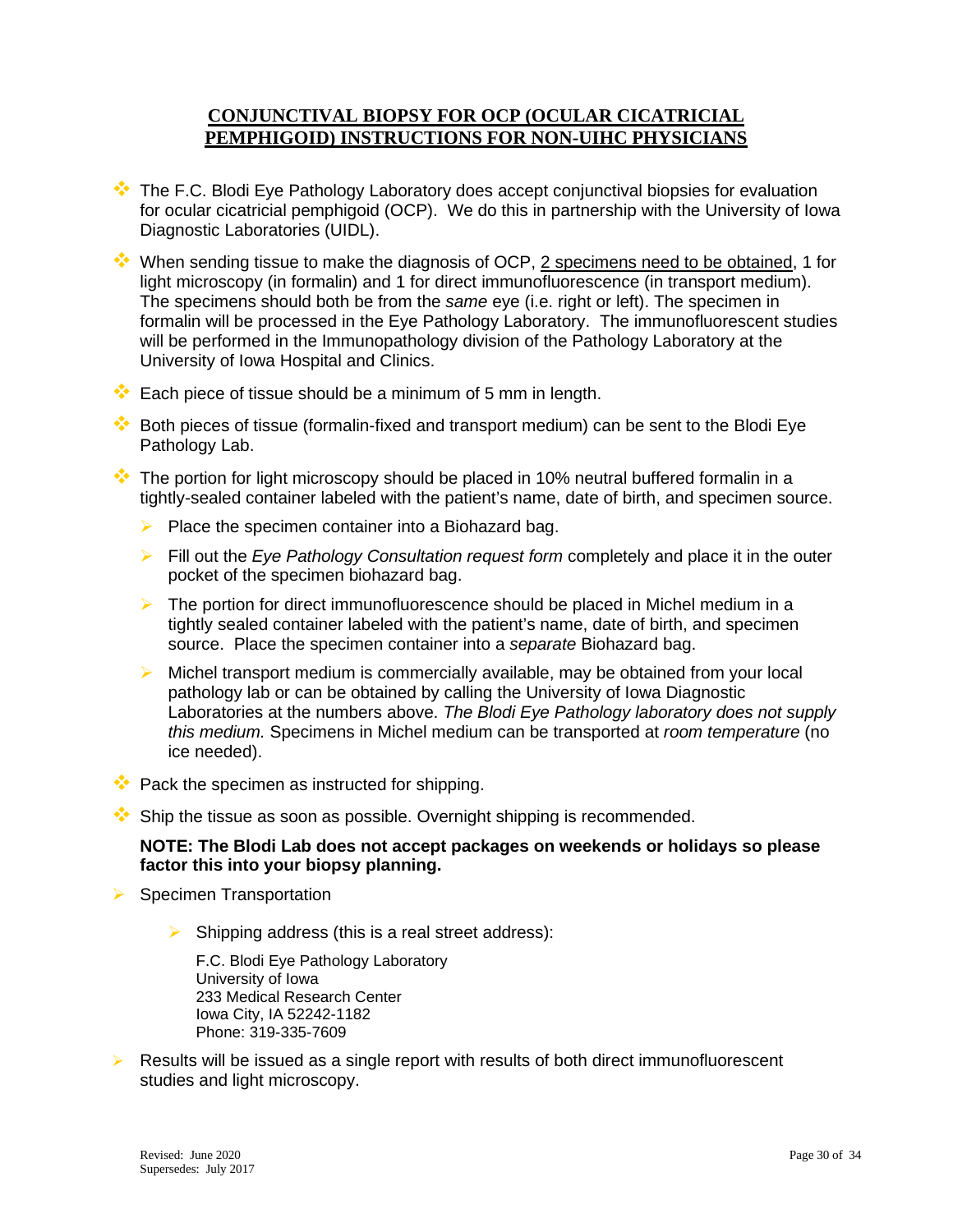## CONJUNCTIVAL BIOPSY FOR OCP (OCULAR CICATRICIAL PEMPHIGOID) INSTRUCTIONS FOR NON-UIHC PHYSICIANS

- The F.C. Blodi Eye Pathology Laboratory does accept conjunctival biopsies for evaluation for ocular cicatricial pemphigoid (OCP). We do this in partnership with the University of Iowa Diagnostic Laboratories (UIDL).
- When sending tissue to make the diagnosis of OCP, <u>2 specimens need to be obtained</u>, 1 for light microscopy (in formalin) and 1 for direct immunofluorescence (in transport medium). The specimens should both be from the *same* eye (i.e. right or left). The specimen in formalin will be processed in the Eye Pathology Laboratory. The immunofluorescent studies will be performed in the Immunopathology division of the Pathology Laboratory at the University of Iowa Hospital and Clinics.
- Each piece of tissue should be a minimum of 5 mm in length.
- Both pieces of tissue (formalin-fixed and transport medium) can be sent to the Blodi Eye Pathology Lab.
- The portion for light microscopy should be placed in 10% neutral buffered formalin in a tightly-sealed container labeled with the patient's name, date of birth, and specimen source.
  - Place the specimen container into a Biohazard bag.
  - Fill out the *Eye Pathology Consultation request form* completely and place it in the outer pocket of the specimen biohazard bag.
  - The portion for direct immunofluorescence should be placed in Michel medium in a tightly sealed container labeled with the patient's name, date of birth, and specimen source. Place the specimen container into a *separate* Biohazard bag.
  - Michel transport medium is commercially available, may be obtained from your local pathology lab or can be obtained by calling the University of Iowa Diagnostic Laboratories at the numbers above. *The Blodi Eye Pathology laboratory does not supply this medium.* Specimens in Michel medium can be transported at *room temperature* (no ice needed).
- Pack the specimen as instructed for shipping.
- Ship the tissue as soon as possible. Overnight shipping is recommended.

  **NOTE: The Blodi Lab does not accept packages on weekends or holidays so please factor this into your biopsy planning.**

- Specimen Transportation
  - Shipping address (this is a real street address):

    F.C. Blodi Eye Pathology Laboratory
    University of Iowa
    233 Medical Research Center
    Iowa City, IA 52242-1182
    Phone: 319-335-7609

- Results will be issued as a single report with results of both direct immunofluorescent studies and light microscopy.

Revised: June 2020
Supersedes: July 2017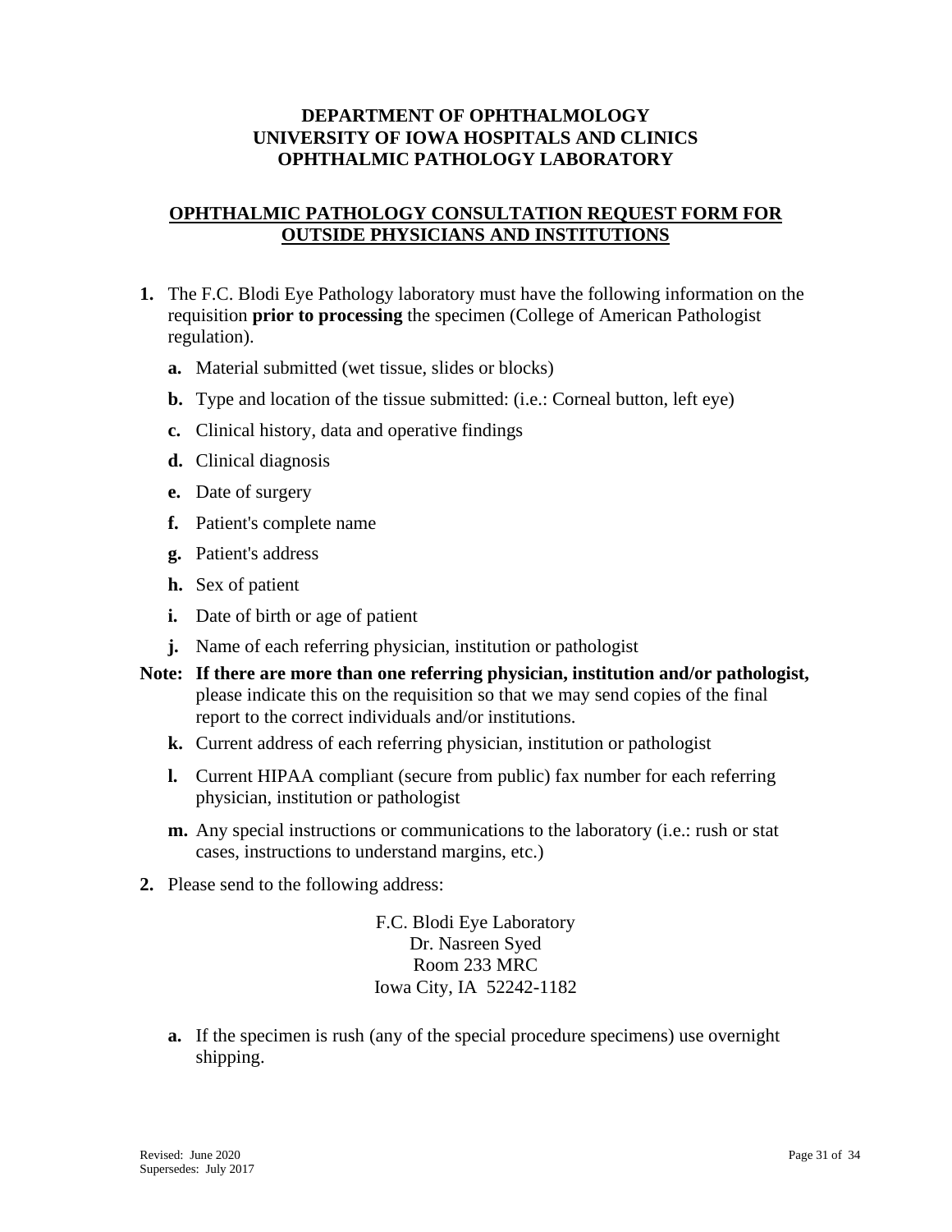**DEPARTMENT OF OPHTHALMOLOGY**
**UNIVERSITY OF IOWA HOSPITALS AND CLINICS**
**OPHTHALMIC PATHOLOGY LABORATORY**

## OPHTHALMIC PATHOLOGY CONSULTATION REQUEST FORM FOR OUTSIDE PHYSICIANS AND INSTITUTIONS

**1.** The F.C. Blodi Eye Pathology laboratory must have the following information on the requisition **prior to processing** the specimen (College of American Pathologist regulation).

- **a.** Material submitted (wet tissue, slides or blocks)
- **b.** Type and location of the tissue submitted: (i.e.: Corneal button, left eye)
- **c.** Clinical history, data and operative findings
- **d.** Clinical diagnosis
- **e.** Date of surgery
- **f.** Patient's complete name
- **g.** Patient's address
- **h.** Sex of patient
- **i.** Date of birth or age of patient
- **j.** Name of each referring physician, institution or pathologist

**Note: If there are more than one referring physician, institution and/or pathologist,** please indicate this on the requisition so that we may send copies of the final report to the correct individuals and/or institutions.

- **k.** Current address of each referring physician, institution or pathologist
- **l.** Current HIPAA compliant (secure from public) fax number for each referring physician, institution or pathologist
- **m.** Any special instructions or communications to the laboratory (i.e.: rush or stat cases, instructions to understand margins, etc.)

**2.** Please send to the following address:

F.C. Blodi Eye Laboratory
Dr. Nasreen Syed
Room 233 MRC
Iowa City, IA 52242-1182

- **a.** If the specimen is rush (any of the special procedure specimens) use overnight shipping.

Revised: June 2020
Supersedes: July 2017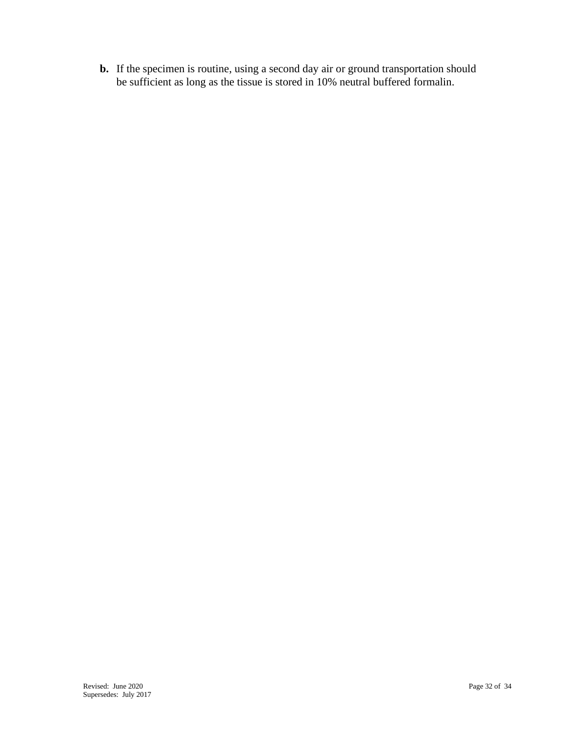**b.** If the specimen is routine, using a second day air or ground transportation should be sufficient as long as the tissue is stored in 10% neutral buffered formalin.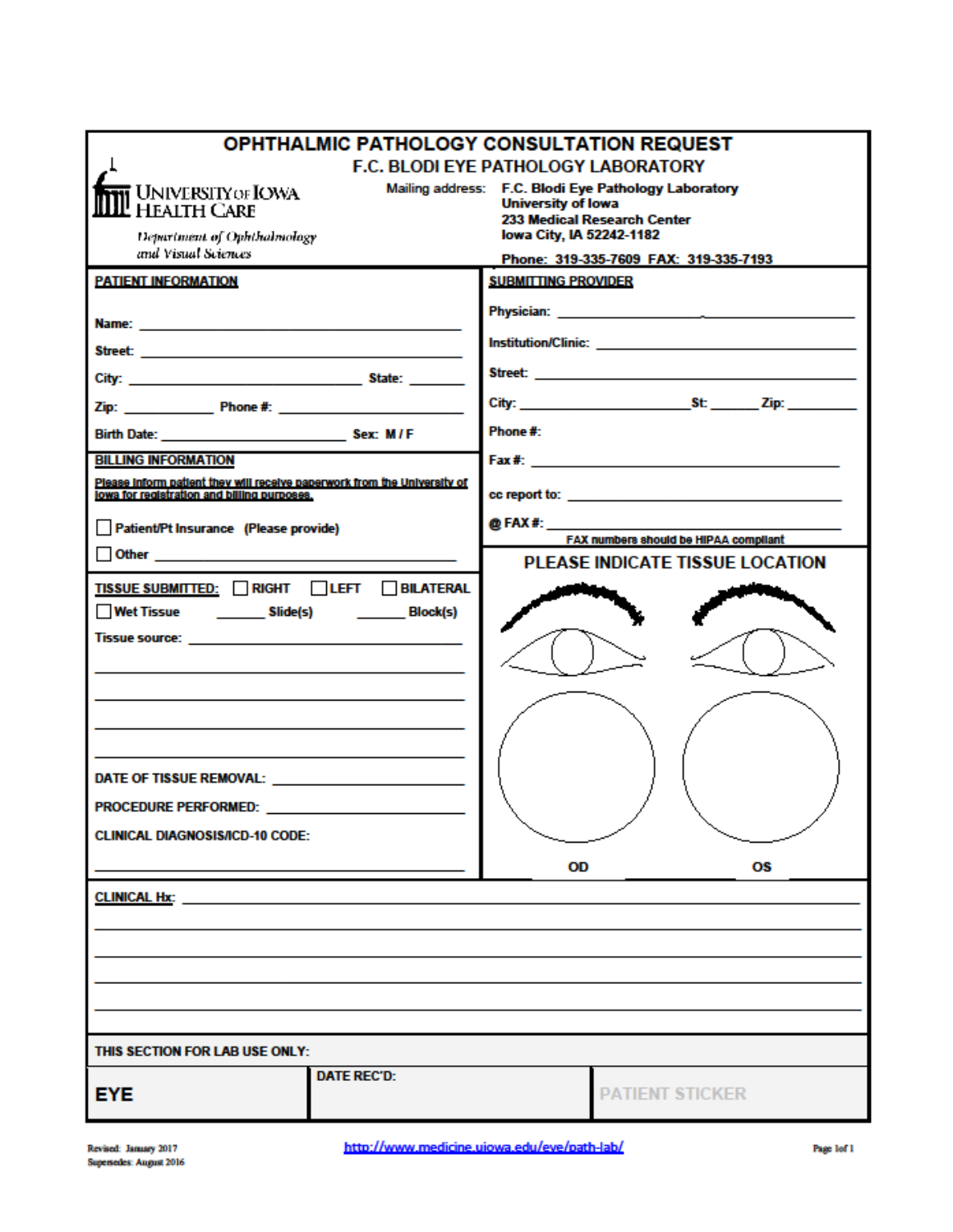# OPHTHALMIC PATHOLOGY CONSULTATION REQUEST

## F.C. BLODI EYE PATHOLOGY LABORATORY

University of Iowa Health Care
*Department of Ophthalmology and Visual Sciences*

Mailing address: **F.C. Blodi Eye Pathology Laboratory**
**University of Iowa**
**233 Medical Research Center**
**Iowa City, IA 52242-1182**

**Phone: 319-335-7609 FAX: 319-335-7193**

**PATIENT INFORMATION**

**Name:** ______________________________

**Street:** ______________________________

**City:** ____________________ **State:** ______

**Zip:** __________ **Phone #:** ______________

**Birth Date:** ____________________ **Sex: M / F**

**BILLING INFORMATION**

**Please inform patient they will receive paperwork from the University of Iowa for registration and billing purposes.**

☐ **Patient/Pt Insurance (Please provide)**

☐ **Other** ______________________________

**TISSUE SUBMITTED:** ☐ **RIGHT** ☐ **LEFT** ☐ **BILATERAL**

☐ **Wet Tissue** ______ **Slide(s)** ______ **Block(s)**

**Tissue source:** ______________________________

______________________________

______________________________

______________________________

______________________________

**DATE OF TISSUE REMOVAL:** ____________________

**PROCEDURE PERFORMED:** ____________________

**CLINICAL DIAGNOSIS/ICD-10 CODE:**

______________________________

**SUBMITTING PROVIDER**

**Physician:** ______________________________

**Institution/Clinic:** ______________________________

**Street:** ______________________________

**City:** ____________________ **St:** ______ **Zip:** ________

**Phone #:**

**Fax #:** ______________________________

**cc report to:** ______________________________

**@ FAX #:** ______________________________

**FAX numbers should be HIPAA compliant**

**PLEASE INDICATE TISSUE LOCATION**

**OD** **OS**

**CLINICAL Hx:** ______________________________

______________________________

______________________________

______________________________

______________________________

**THIS SECTION FOR LAB USE ONLY:**

| **EYE** | **DATE REC'D:** | PATIENT STICKER |
| --- | --- | --- |

Revised: January 2017
Supersedes: August 2016

http://www.medicine.uiowa.edu/eye/path-lab/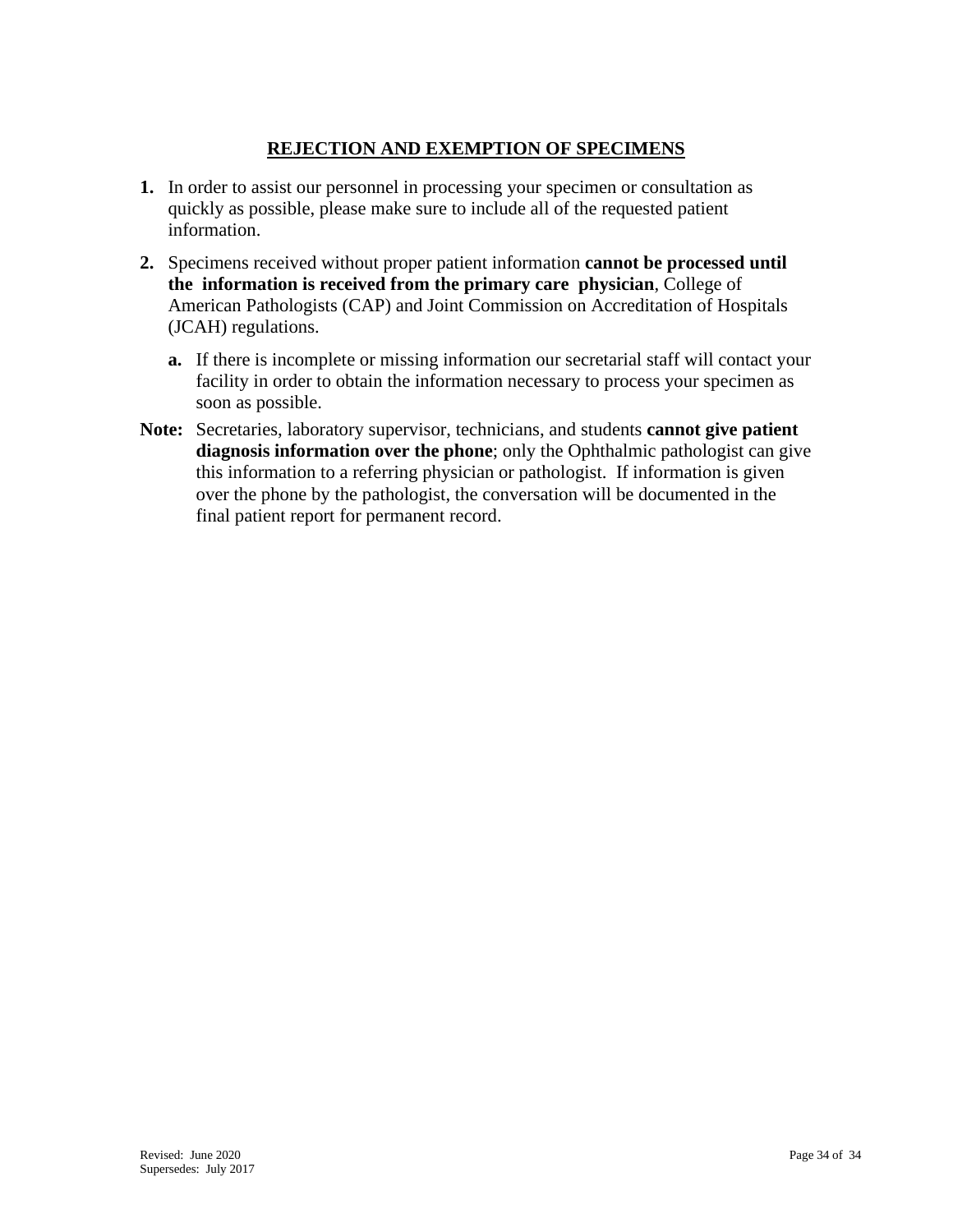## REJECTION AND EXEMPTION OF SPECIMENS

1. In order to assist our personnel in processing your specimen or consultation as quickly as possible, please make sure to include all of the requested patient information.
2. Specimens received without proper patient information **cannot be processed until the information is received from the primary care physician**, College of American Pathologists (CAP) and Joint Commission on Accreditation of Hospitals (JCAH) regulations.
   - **a.** If there is incomplete or missing information our secretarial staff will contact your facility in order to obtain the information necessary to process your specimen as soon as possible.

**Note:** Secretaries, laboratory supervisor, technicians, and students **cannot give patient diagnosis information over the phone**; only the Ophthalmic pathologist can give this information to a referring physician or pathologist. If information is given over the phone by the pathologist, the conversation will be documented in the final patient report for permanent record.